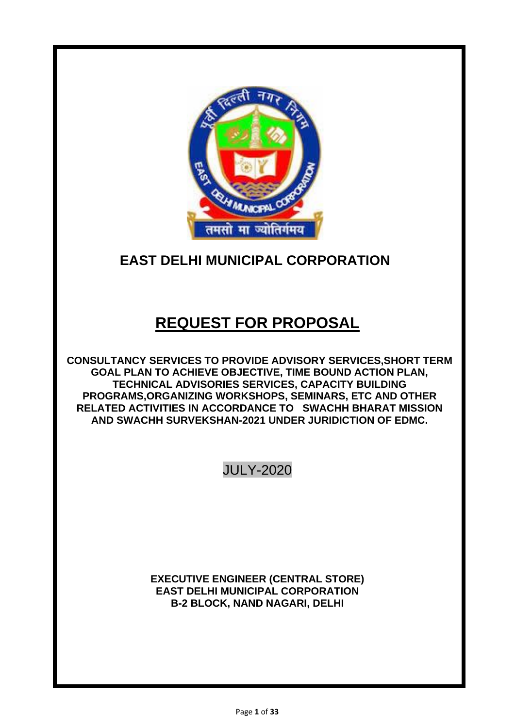# EAST DELHI MUNICIPAL CORPORATION

# REQUEST FOR PROPOSAL

**CONSULTANCY SERVICES TO PROVIDE ADVISORY SERVICES,SHORT TERM GOAL PLAN TO ACHIEVE OBJECTIVE, TIME BOUND ACTION PLAN, TECHNICAL ADVISORIES SERVICES, CAPACITY BUILDING PROGRAMS,ORGANIZING WORKSHOPS, SEMINARS, ETC AND OTHER RELATED ACTIVITIES IN ACCORDANCE TO SWACHH BHARAT MISSION AND SWACHH SURVEKSHAN-2021 UNDER JURIDICTION OF EDMC.**

JULY-2020

**EXECUTIVE ENGINEER (CENTRAL STORE)**
**EAST DELHI MUNICIPAL CORPORATION**
**B-2 BLOCK, NAND NAGARI, DELHI**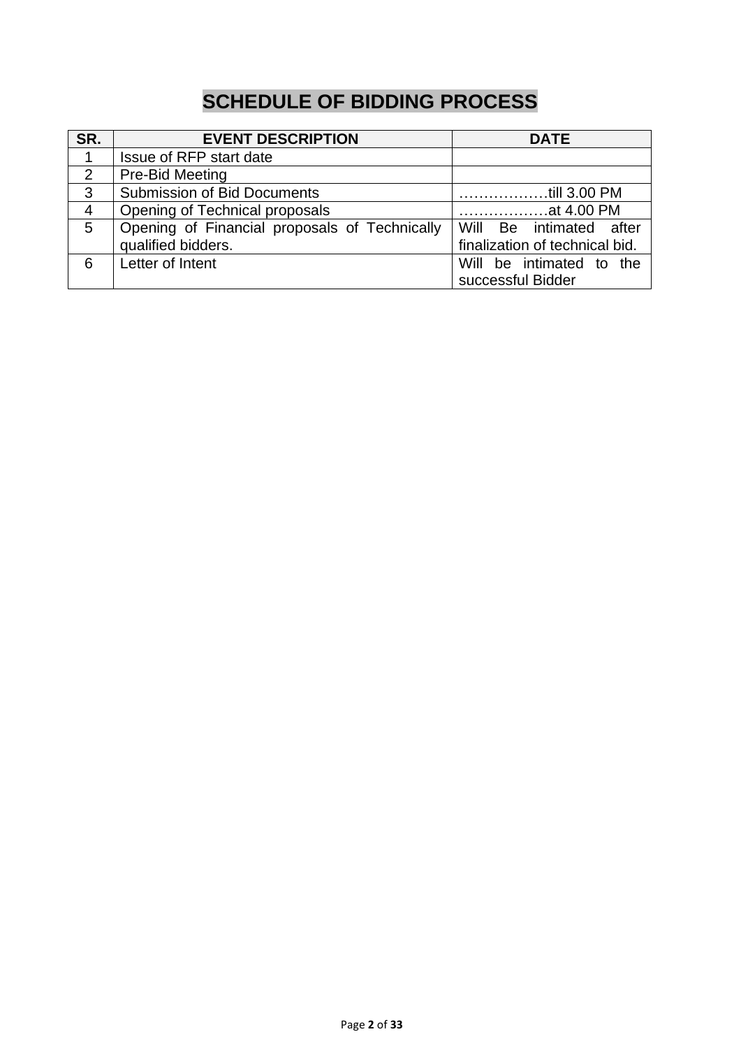# SCHEDULE OF BIDDING PROCESS

| SR. | EVENT DESCRIPTION | DATE |
|---|---|---|
| 1 | Issue of RFP start date | |
| 2 | Pre-Bid Meeting | |
| 3 | Submission of Bid Documents | ………………till 3.00 PM |
| 4 | Opening of Technical proposals | ………………at 4.00 PM |
| 5 | Opening of Financial proposals of Technically qualified bidders. | Will Be intimated after finalization of technical bid. |
| 6 | Letter of Intent | Will be intimated to the successful Bidder |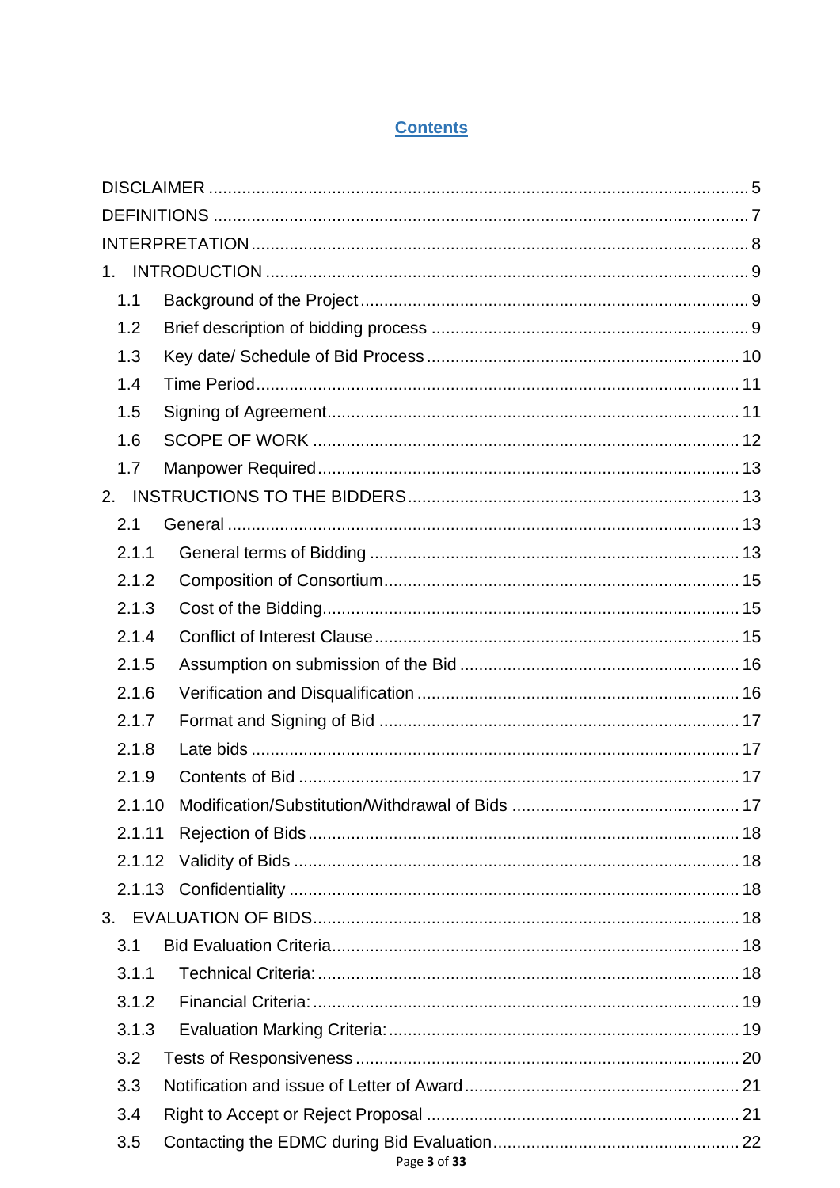# Contents

DISCLAIMER ..... 5
DEFINITIONS ..... 7
INTERPRETATION ..... 8
1. INTRODUCTION ..... 9
  1.1 Background of the Project ..... 9
  1.2 Brief description of bidding process ..... 9
  1.3 Key date/ Schedule of Bid Process ..... 10
  1.4 Time Period ..... 11
  1.5 Signing of Agreement ..... 11
  1.6 SCOPE OF WORK ..... 12
  1.7 Manpower Required ..... 13
2. INSTRUCTIONS TO THE BIDDERS ..... 13
  2.1 General ..... 13
  2.1.1 General terms of Bidding ..... 13
  2.1.2 Composition of Consortium ..... 15
  2.1.3 Cost of the Bidding ..... 15
  2.1.4 Conflict of Interest Clause ..... 15
  2.1.5 Assumption on submission of the Bid ..... 16
  2.1.6 Verification and Disqualification ..... 16
  2.1.7 Format and Signing of Bid ..... 17
  2.1.8 Late bids ..... 17
  2.1.9 Contents of Bid ..... 17
  2.1.10 Modification/Substitution/Withdrawal of Bids ..... 17
  2.1.11 Rejection of Bids ..... 18
  2.1.12 Validity of Bids ..... 18
  2.1.13 Confidentiality ..... 18
3. EVALUATION OF BIDS ..... 18
  3.1 Bid Evaluation Criteria ..... 18
  3.1.1 Technical Criteria: ..... 18
  3.1.2 Financial Criteria: ..... 19
  3.1.3 Evaluation Marking Criteria: ..... 19
  3.2 Tests of Responsiveness ..... 20
  3.3 Notification and issue of Letter of Award ..... 21
  3.4 Right to Accept or Reject Proposal ..... 21
  3.5 Contacting the EDMC during Bid Evaluation ..... 22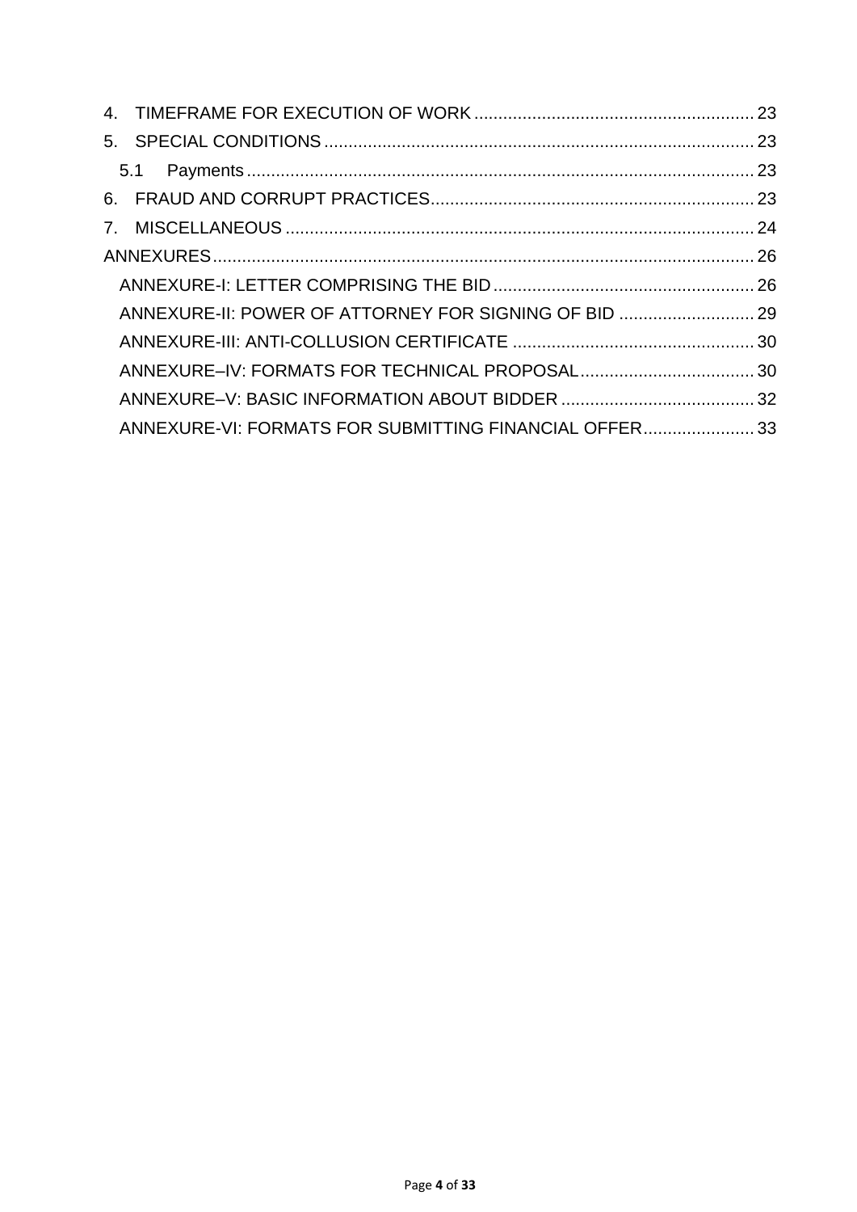4. TIMEFRAME FOR EXECUTION OF WORK ........................................................ 23

5. SPECIAL CONDITIONS ........................................................................................ 23

   5.1 Payments ........................................................................................................ 23

6. FRAUD AND CORRUPT PRACTICES.................................................................. 23

7. MISCELLANEOUS ................................................................................................ 24

ANNEXURES................................................................................................................ 26

   ANNEXURE-I: LETTER COMPRISING THE BID ...................................................... 26

   ANNEXURE-II: POWER OF ATTORNEY FOR SIGNING OF BID ............................ 29

   ANNEXURE-III: ANTI-COLLUSION CERTIFICATE .................................................. 30

   ANNEXURE–IV: FORMATS FOR TECHNICAL PROPOSAL.................................... 30

   ANNEXURE–V: BASIC INFORMATION ABOUT BIDDER ........................................ 32

   ANNEXURE-VI: FORMATS FOR SUBMITTING FINANCIAL OFFER....................... 33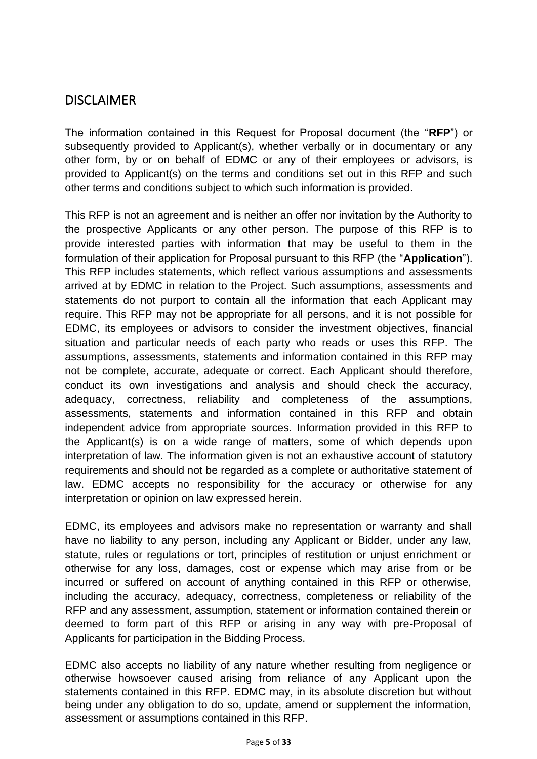## DISCLAIMER

The information contained in this Request for Proposal document (the "**RFP**") or subsequently provided to Applicant(s), whether verbally or in documentary or any other form, by or on behalf of EDMC or any of their employees or advisors, is provided to Applicant(s) on the terms and conditions set out in this RFP and such other terms and conditions subject to which such information is provided.

This RFP is not an agreement and is neither an offer nor invitation by the Authority to the prospective Applicants or any other person. The purpose of this RFP is to provide interested parties with information that may be useful to them in the formulation of their application for Proposal pursuant to this RFP (the "**Application**"). This RFP includes statements, which reflect various assumptions and assessments arrived at by EDMC in relation to the Project. Such assumptions, assessments and statements do not purport to contain all the information that each Applicant may require. This RFP may not be appropriate for all persons, and it is not possible for EDMC, its employees or advisors to consider the investment objectives, financial situation and particular needs of each party who reads or uses this RFP. The assumptions, assessments, statements and information contained in this RFP may not be complete, accurate, adequate or correct. Each Applicant should therefore, conduct its own investigations and analysis and should check the accuracy, adequacy, correctness, reliability and completeness of the assumptions, assessments, statements and information contained in this RFP and obtain independent advice from appropriate sources. Information provided in this RFP to the Applicant(s) is on a wide range of matters, some of which depends upon interpretation of law. The information given is not an exhaustive account of statutory requirements and should not be regarded as a complete or authoritative statement of law. EDMC accepts no responsibility for the accuracy or otherwise for any interpretation or opinion on law expressed herein.

EDMC, its employees and advisors make no representation or warranty and shall have no liability to any person, including any Applicant or Bidder, under any law, statute, rules or regulations or tort, principles of restitution or unjust enrichment or otherwise for any loss, damages, cost or expense which may arise from or be incurred or suffered on account of anything contained in this RFP or otherwise, including the accuracy, adequacy, correctness, completeness or reliability of the RFP and any assessment, assumption, statement or information contained therein or deemed to form part of this RFP or arising in any way with pre-Proposal of Applicants for participation in the Bidding Process.

EDMC also accepts no liability of any nature whether resulting from negligence or otherwise howsoever caused arising from reliance of any Applicant upon the statements contained in this RFP. EDMC may, in its absolute discretion but without being under any obligation to do so, update, amend or supplement the information, assessment or assumptions contained in this RFP.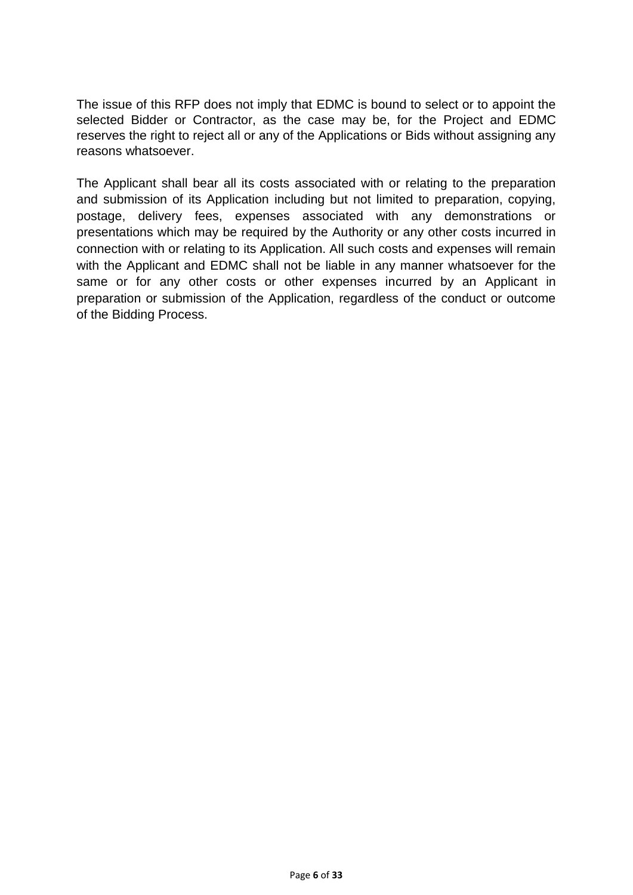The issue of this RFP does not imply that EDMC is bound to select or to appoint the selected Bidder or Contractor, as the case may be, for the Project and EDMC reserves the right to reject all or any of the Applications or Bids without assigning any reasons whatsoever.

The Applicant shall bear all its costs associated with or relating to the preparation and submission of its Application including but not limited to preparation, copying, postage, delivery fees, expenses associated with any demonstrations or presentations which may be required by the Authority or any other costs incurred in connection with or relating to its Application. All such costs and expenses will remain with the Applicant and EDMC shall not be liable in any manner whatsoever for the same or for any other costs or other expenses incurred by an Applicant in preparation or submission of the Application, regardless of the conduct or outcome of the Bidding Process.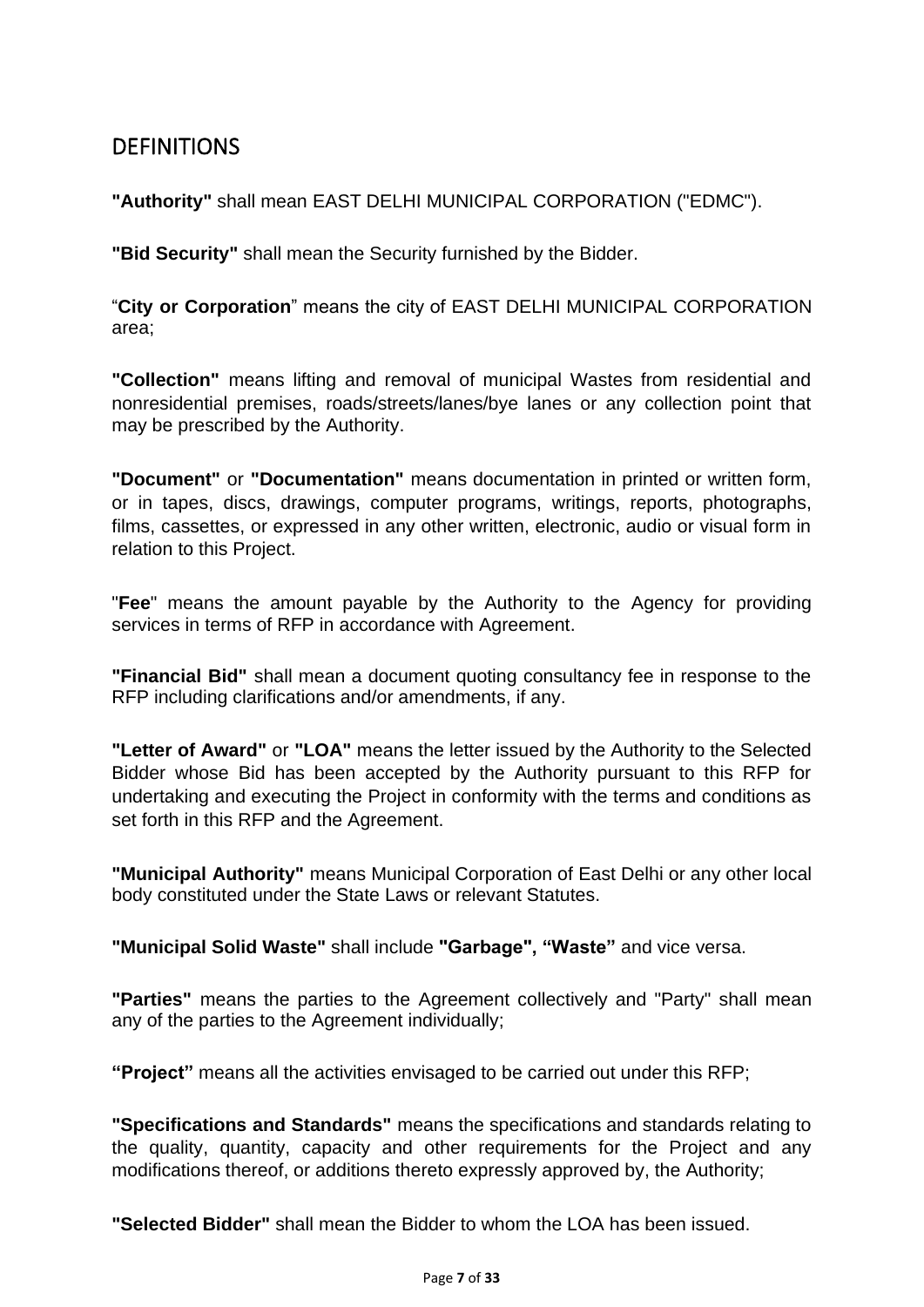## DEFINITIONS

**"Authority"** shall mean EAST DELHI MUNICIPAL CORPORATION ("EDMC").

**"Bid Security"** shall mean the Security furnished by the Bidder.

"**City or Corporation**" means the city of EAST DELHI MUNICIPAL CORPORATION area;

**"Collection"** means lifting and removal of municipal Wastes from residential and nonresidential premises, roads/streets/lanes/bye lanes or any collection point that may be prescribed by the Authority.

**"Document"** or **"Documentation"** means documentation in printed or written form, or in tapes, discs, drawings, computer programs, writings, reports, photographs, films, cassettes, or expressed in any other written, electronic, audio or visual form in relation to this Project.

"**Fee**" means the amount payable by the Authority to the Agency for providing services in terms of RFP in accordance with Agreement.

**"Financial Bid"** shall mean a document quoting consultancy fee in response to the RFP including clarifications and/or amendments, if any.

**"Letter of Award"** or **"LOA"** means the letter issued by the Authority to the Selected Bidder whose Bid has been accepted by the Authority pursuant to this RFP for undertaking and executing the Project in conformity with the terms and conditions as set forth in this RFP and the Agreement.

**"Municipal Authority"** means Municipal Corporation of East Delhi or any other local body constituted under the State Laws or relevant Statutes.

**"Municipal Solid Waste"** shall include **"Garbage", "Waste"** and vice versa.

**"Parties"** means the parties to the Agreement collectively and "Party" shall mean any of the parties to the Agreement individually;

**"Project"** means all the activities envisaged to be carried out under this RFP;

**"Specifications and Standards"** means the specifications and standards relating to the quality, quantity, capacity and other requirements for the Project and any modifications thereof, or additions thereto expressly approved by, the Authority;

**"Selected Bidder"** shall mean the Bidder to whom the LOA has been issued.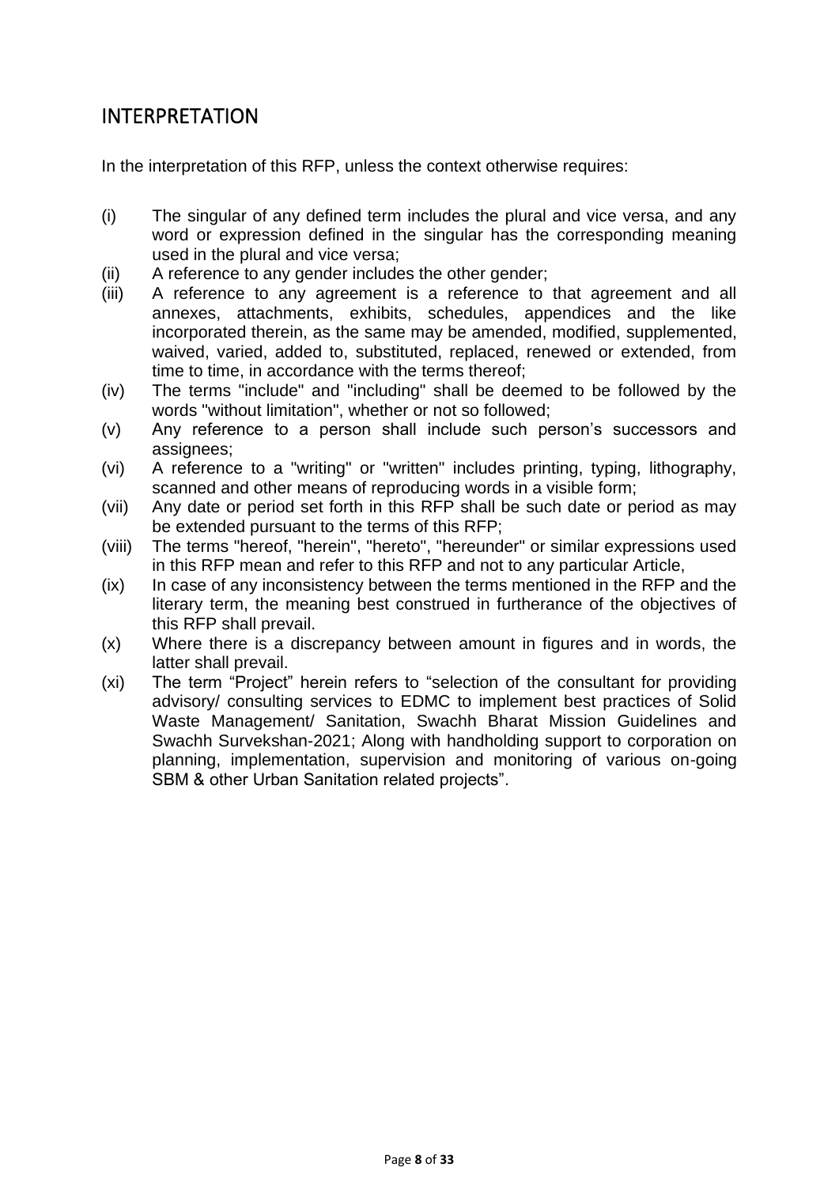## INTERPRETATION

In the interpretation of this RFP, unless the context otherwise requires:

(i) The singular of any defined term includes the plural and vice versa, and any word or expression defined in the singular has the corresponding meaning used in the plural and vice versa;

(ii) A reference to any gender includes the other gender;

(iii) A reference to any agreement is a reference to that agreement and all annexes, attachments, exhibits, schedules, appendices and the like incorporated therein, as the same may be amended, modified, supplemented, waived, varied, added to, substituted, replaced, renewed or extended, from time to time, in accordance with the terms thereof;

(iv) The terms "include" and "including" shall be deemed to be followed by the words "without limitation", whether or not so followed;

(v) Any reference to a person shall include such person's successors and assignees;

(vi) A reference to a "writing" or "written" includes printing, typing, lithography, scanned and other means of reproducing words in a visible form;

(vii) Any date or period set forth in this RFP shall be such date or period as may be extended pursuant to the terms of this RFP;

(viii) The terms "hereof, "herein", "hereto", "hereunder" or similar expressions used in this RFP mean and refer to this RFP and not to any particular Article,

(ix) In case of any inconsistency between the terms mentioned in the RFP and the literary term, the meaning best construed in furtherance of the objectives of this RFP shall prevail.

(x) Where there is a discrepancy between amount in figures and in words, the latter shall prevail.

(xi) The term "Project" herein refers to "selection of the consultant for providing advisory/ consulting services to EDMC to implement best practices of Solid Waste Management/ Sanitation, Swachh Bharat Mission Guidelines and Swachh Survekshan-2021; Along with handholding support to corporation on planning, implementation, supervision and monitoring of various on-going SBM & other Urban Sanitation related projects".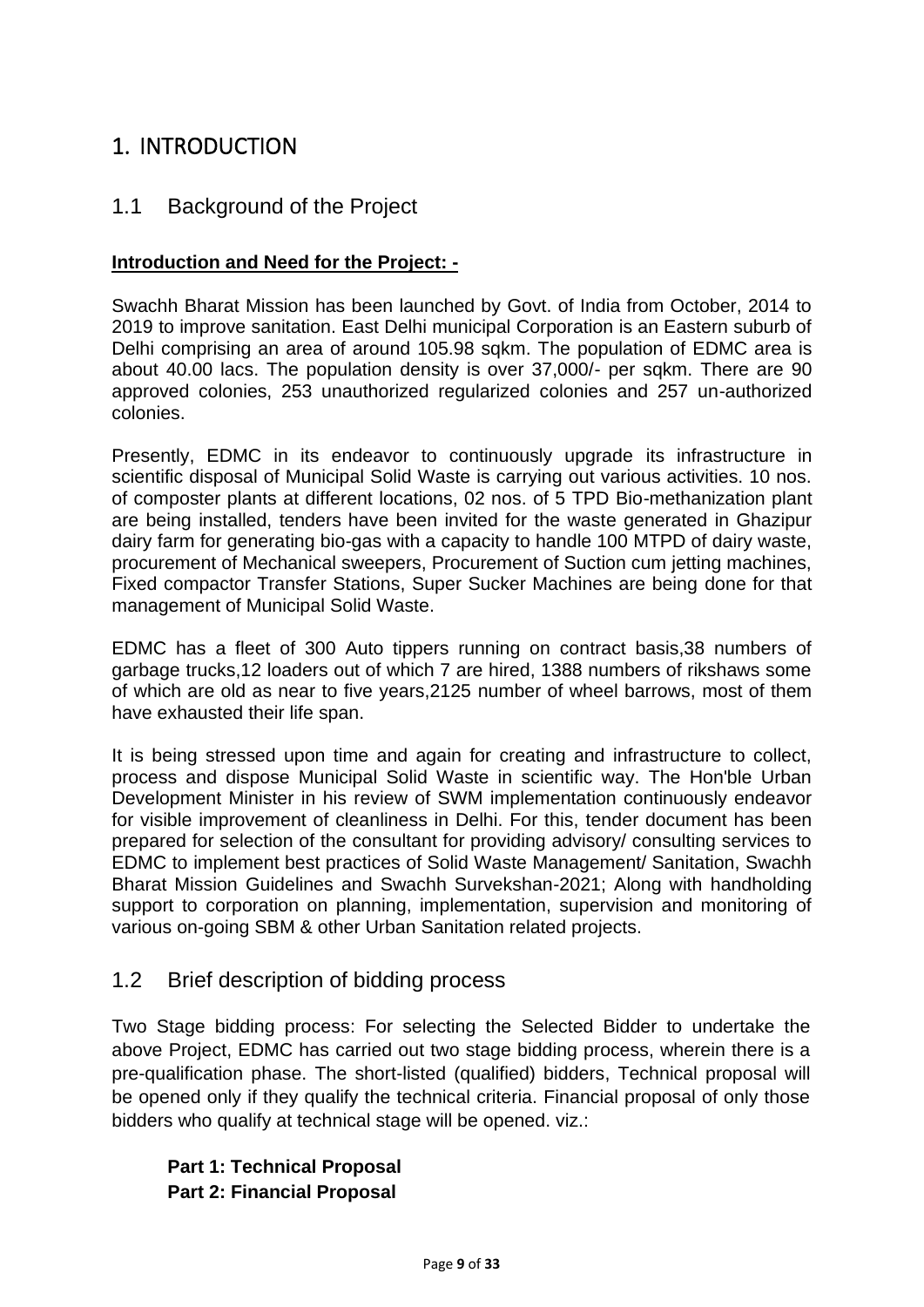# 1. INTRODUCTION

## 1.1 Background of the Project

**Introduction and Need for the Project: -**

Swachh Bharat Mission has been launched by Govt. of India from October, 2014 to 2019 to improve sanitation. East Delhi municipal Corporation is an Eastern suburb of Delhi comprising an area of around 105.98 sqkm. The population of EDMC area is about 40.00 lacs. The population density is over 37,000/- per sqkm. There are 90 approved colonies, 253 unauthorized regularized colonies and 257 un-authorized colonies.

Presently, EDMC in its endeavor to continuously upgrade its infrastructure in scientific disposal of Municipal Solid Waste is carrying out various activities. 10 nos. of composter plants at different locations, 02 nos. of 5 TPD Bio-methanization plant are being installed, tenders have been invited for the waste generated in Ghazipur dairy farm for generating bio-gas with a capacity to handle 100 MTPD of dairy waste, procurement of Mechanical sweepers, Procurement of Suction cum jetting machines, Fixed compactor Transfer Stations, Super Sucker Machines are being done for that management of Municipal Solid Waste.

EDMC has a fleet of 300 Auto tippers running on contract basis,38 numbers of garbage trucks,12 loaders out of which 7 are hired, 1388 numbers of rikshaws some of which are old as near to five years,2125 number of wheel barrows, most of them have exhausted their life span.

It is being stressed upon time and again for creating and infrastructure to collect, process and dispose Municipal Solid Waste in scientific way. The Hon'ble Urban Development Minister in his review of SWM implementation continuously endeavor for visible improvement of cleanliness in Delhi. For this, tender document has been prepared for selection of the consultant for providing advisory/ consulting services to EDMC to implement best practices of Solid Waste Management/ Sanitation, Swachh Bharat Mission Guidelines and Swachh Survekshan-2021; Along with handholding support to corporation on planning, implementation, supervision and monitoring of various on-going SBM & other Urban Sanitation related projects.

## 1.2 Brief description of bidding process

Two Stage bidding process: For selecting the Selected Bidder to undertake the above Project, EDMC has carried out two stage bidding process, wherein there is a pre-qualification phase. The short-listed (qualified) bidders, Technical proposal will be opened only if they qualify the technical criteria. Financial proposal of only those bidders who qualify at technical stage will be opened. viz.:

**Part 1: Technical Proposal**
**Part 2: Financial Proposal**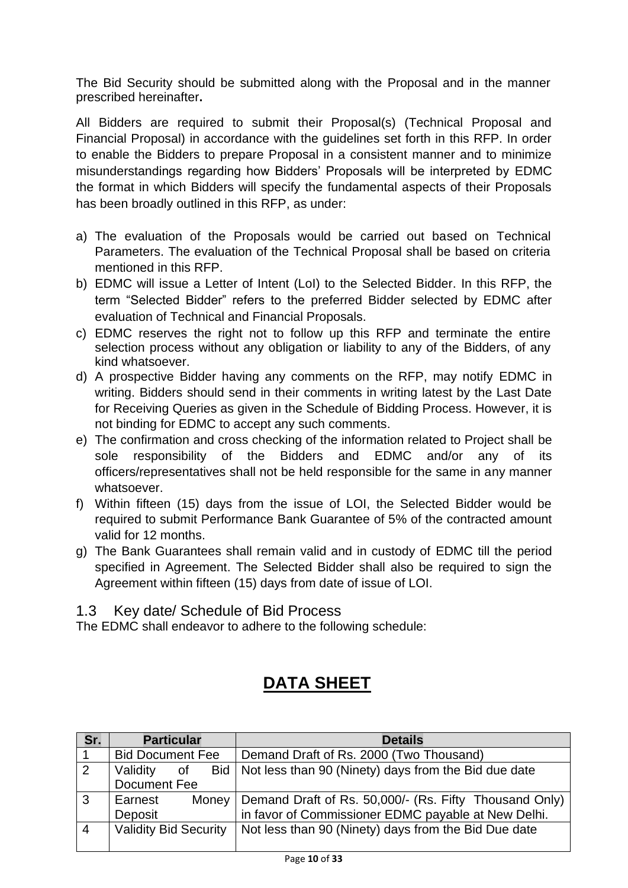The Bid Security should be submitted along with the Proposal and in the manner prescribed hereinafter**.**

All Bidders are required to submit their Proposal(s) (Technical Proposal and Financial Proposal) in accordance with the guidelines set forth in this RFP. In order to enable the Bidders to prepare Proposal in a consistent manner and to minimize misunderstandings regarding how Bidders' Proposals will be interpreted by EDMC the format in which Bidders will specify the fundamental aspects of their Proposals has been broadly outlined in this RFP, as under:

a) The evaluation of the Proposals would be carried out based on Technical Parameters. The evaluation of the Technical Proposal shall be based on criteria mentioned in this RFP.
b) EDMC will issue a Letter of Intent (LoI) to the Selected Bidder. In this RFP, the term "Selected Bidder" refers to the preferred Bidder selected by EDMC after evaluation of Technical and Financial Proposals.
c) EDMC reserves the right not to follow up this RFP and terminate the entire selection process without any obligation or liability to any of the Bidders, of any kind whatsoever.
d) A prospective Bidder having any comments on the RFP, may notify EDMC in writing. Bidders should send in their comments in writing latest by the Last Date for Receiving Queries as given in the Schedule of Bidding Process. However, it is not binding for EDMC to accept any such comments.
e) The confirmation and cross checking of the information related to Project shall be sole responsibility of the Bidders and EDMC and/or any of its officers/representatives shall not be held responsible for the same in any manner whatsoever.
f) Within fifteen (15) days from the issue of LOI, the Selected Bidder would be required to submit Performance Bank Guarantee of 5% of the contracted amount valid for 12 months.
g) The Bank Guarantees shall remain valid and in custody of EDMC till the period specified in Agreement. The Selected Bidder shall also be required to sign the Agreement within fifteen (15) days from date of issue of LOI.

## 1.3 Key date/ Schedule of Bid Process

The EDMC shall endeavor to adhere to the following schedule:

# DATA SHEET

| Sr. | Particular | Details |
|---|---|---|
| 1 | Bid Document Fee | Demand Draft of Rs. 2000 (Two Thousand) |
| 2 | Validity of Bid Document Fee | Not less than 90 (Ninety) days from the Bid due date |
| 3 | Earnest Money Deposit | Demand Draft of Rs. 50,000/- (Rs. Fifty Thousand Only) in favor of Commissioner EDMC payable at New Delhi. |
| 4 | Validity Bid Security | Not less than 90 (Ninety) days from the Bid Due date |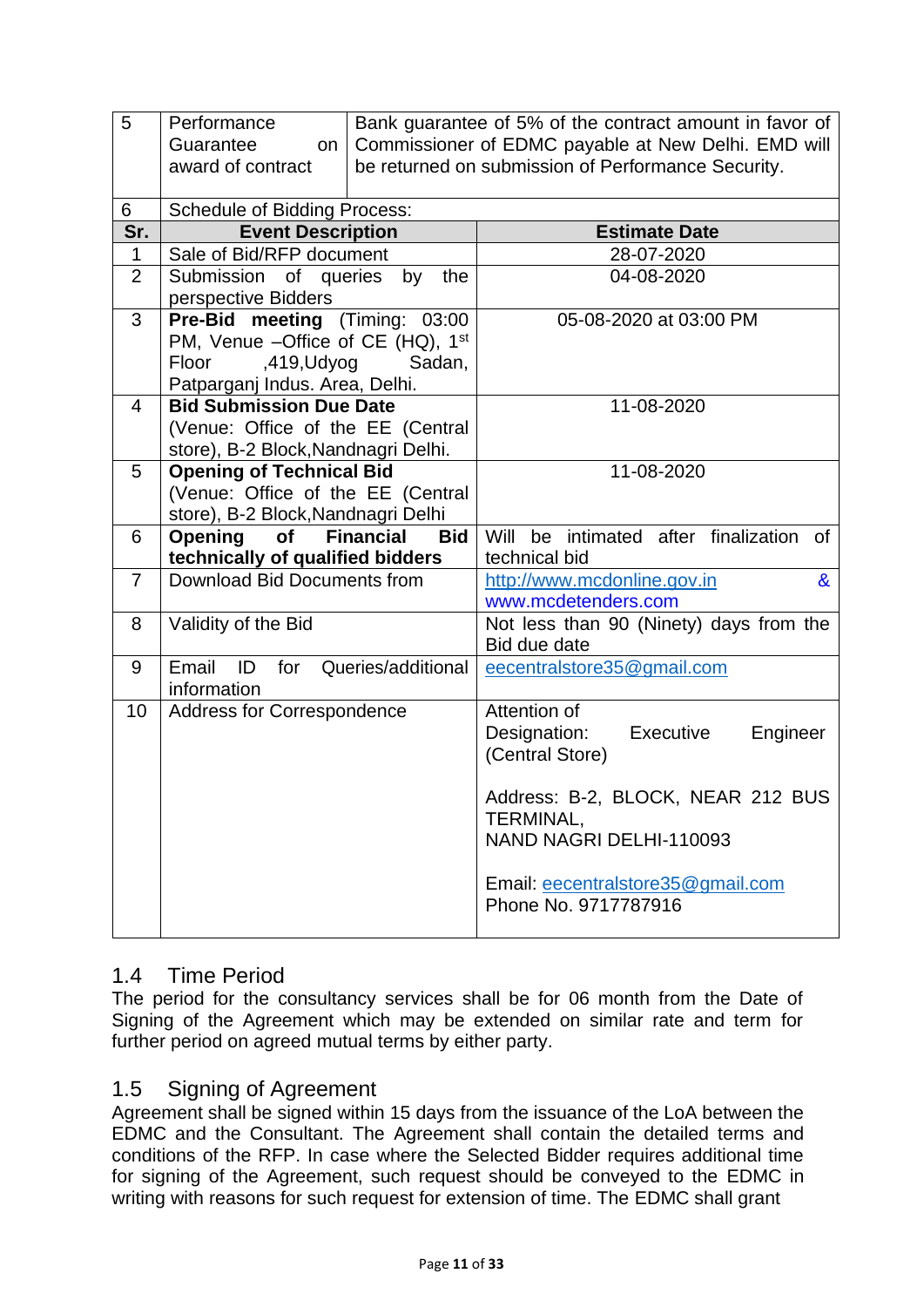| 5 | Performance Guarantee on award of contract | Bank guarantee of 5% of the contract amount in favor of Commissioner of EDMC payable at New Delhi. EMD will be returned on submission of Performance Security. |
|---|---|---|
| 6 | Schedule of Bidding Process: | |

| Sr. | Event Description | Estimate Date |
|---|---|---|
| 1 | Sale of Bid/RFP document | 28-07-2020 |
| 2 | Submission of queries by the perspective Bidders | 04-08-2020 |
| 3 | **Pre-Bid meeting** (Timing: 03:00 PM, Venue –Office of CE (HQ), 1st Floor ,419,Udyog Sadan, Patparganj Indus. Area, Delhi. | 05-08-2020 at 03:00 PM |
| 4 | **Bid Submission Due Date** (Venue: Office of the EE (Central store), B-2 Block,Nandnagri Delhi. | 11-08-2020 |
| 5 | **Opening of Technical Bid** (Venue: Office of the EE (Central store), B-2 Block,Nandnagri Delhi | 11-08-2020 |
| 6 | **Opening of Financial Bid technically of qualified bidders** | Will be intimated after finalization of technical bid |
| 7 | Download Bid Documents from | http://www.mcdonline.gov.in & www.mcdetenders.com |
| 8 | Validity of the Bid | Not less than 90 (Ninety) days from the Bid due date |
| 9 | Email ID for Queries/additional information | eecentralstore35@gmail.com |
| 10 | Address for Correspondence | Attention of<br>Designation: Executive Engineer (Central Store)<br><br>Address: B-2, BLOCK, NEAR 212 BUS TERMINAL,<br>NAND NAGRI DELHI-110093<br><br>Email: eecentralstore35@gmail.com<br>Phone No. 9717787916 |

## 1.4 Time Period

The period for the consultancy services shall be for 06 month from the Date of Signing of the Agreement which may be extended on similar rate and term for further period on agreed mutual terms by either party.

## 1.5 Signing of Agreement

Agreement shall be signed within 15 days from the issuance of the LoA between the EDMC and the Consultant. The Agreement shall contain the detailed terms and conditions of the RFP. In case where the Selected Bidder requires additional time for signing of the Agreement, such request should be conveyed to the EDMC in writing with reasons for such request for extension of time. The EDMC shall grant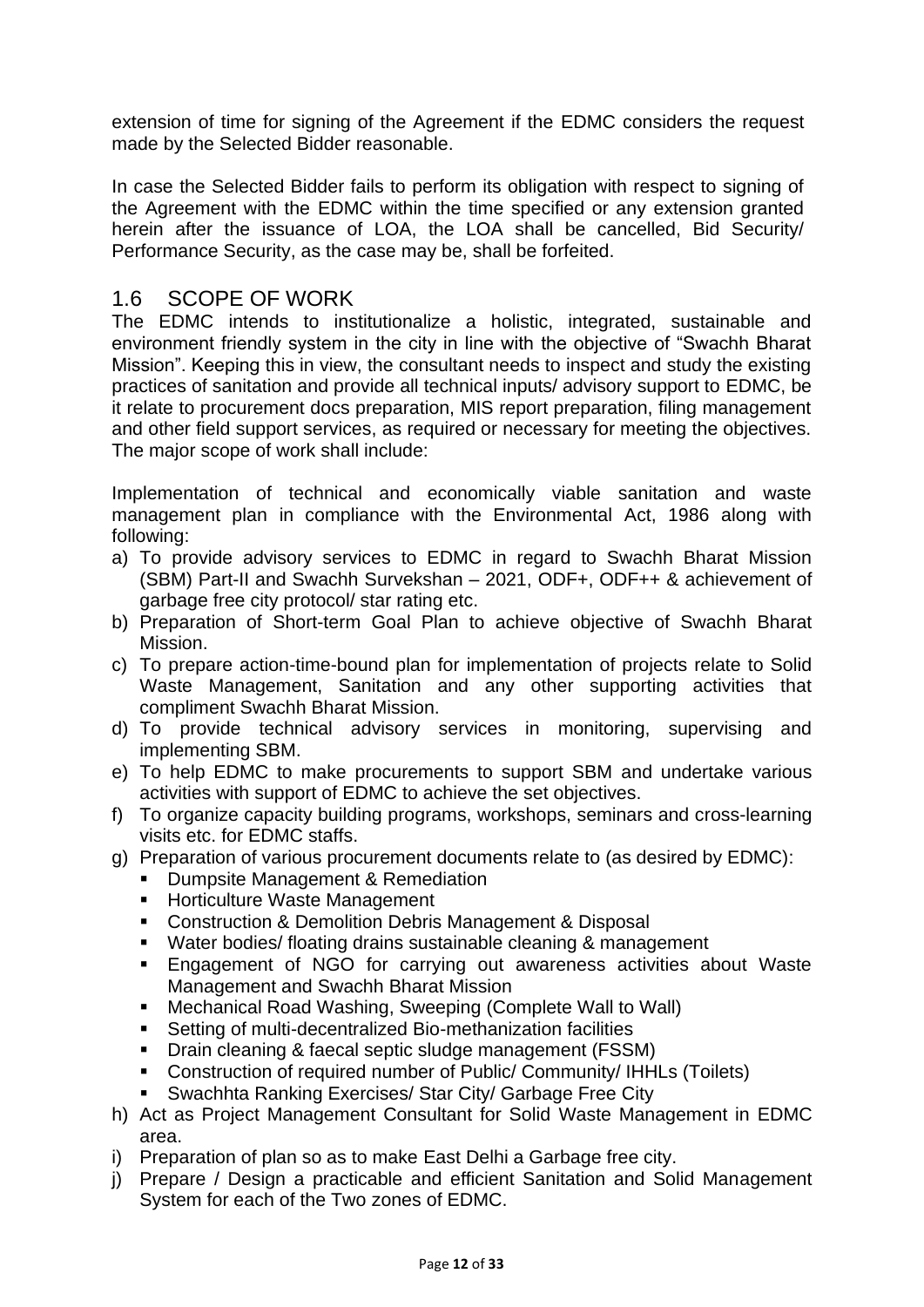extension of time for signing of the Agreement if the EDMC considers the request made by the Selected Bidder reasonable.

In case the Selected Bidder fails to perform its obligation with respect to signing of the Agreement with the EDMC within the time specified or any extension granted herein after the issuance of LOA, the LOA shall be cancelled, Bid Security/ Performance Security, as the case may be, shall be forfeited.

## 1.6 SCOPE OF WORK

The EDMC intends to institutionalize a holistic, integrated, sustainable and environment friendly system in the city in line with the objective of "Swachh Bharat Mission". Keeping this in view, the consultant needs to inspect and study the existing practices of sanitation and provide all technical inputs/ advisory support to EDMC, be it relate to procurement docs preparation, MIS report preparation, filing management and other field support services, as required or necessary for meeting the objectives. The major scope of work shall include:

Implementation of technical and economically viable sanitation and waste management plan in compliance with the Environmental Act, 1986 along with following:

a) To provide advisory services to EDMC in regard to Swachh Bharat Mission (SBM) Part-II and Swachh Survekshan – 2021, ODF+, ODF++ & achievement of garbage free city protocol/ star rating etc.
b) Preparation of Short-term Goal Plan to achieve objective of Swachh Bharat Mission.
c) To prepare action-time-bound plan for implementation of projects relate to Solid Waste Management, Sanitation and any other supporting activities that compliment Swachh Bharat Mission.
d) To provide technical advisory services in monitoring, supervising and implementing SBM.
e) To help EDMC to make procurements to support SBM and undertake various activities with support of EDMC to achieve the set objectives.
f) To organize capacity building programs, workshops, seminars and cross-learning visits etc. for EDMC staffs.
g) Preparation of various procurement documents relate to (as desired by EDMC):
   - Dumpsite Management & Remediation
   - Horticulture Waste Management
   - Construction & Demolition Debris Management & Disposal
   - Water bodies/ floating drains sustainable cleaning & management
   - Engagement of NGO for carrying out awareness activities about Waste Management and Swachh Bharat Mission
   - Mechanical Road Washing, Sweeping (Complete Wall to Wall)
   - Setting of multi-decentralized Bio-methanization facilities
   - Drain cleaning & faecal septic sludge management (FSSM)
   - Construction of required number of Public/ Community/ IHHLs (Toilets)
   - Swachhta Ranking Exercises/ Star City/ Garbage Free City
h) Act as Project Management Consultant for Solid Waste Management in EDMC area.
i) Preparation of plan so as to make East Delhi a Garbage free city.
j) Prepare / Design a practicable and efficient Sanitation and Solid Management System for each of the Two zones of EDMC.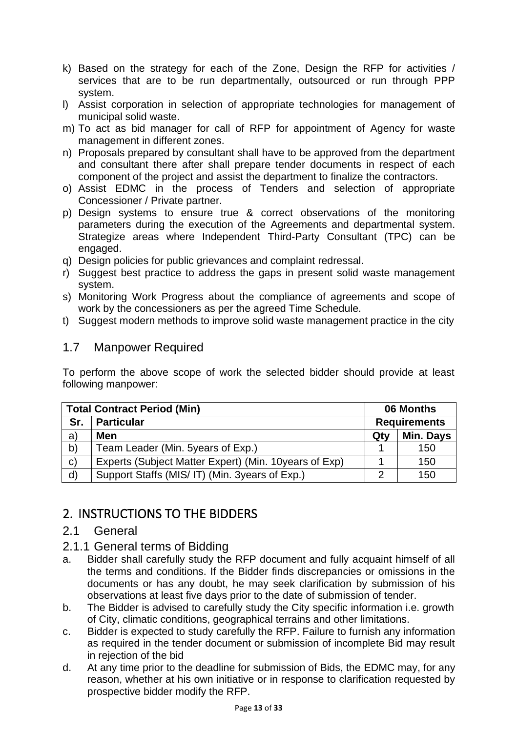k) Based on the strategy for each of the Zone, Design the RFP for activities / services that are to be run departmentally, outsourced or run through PPP system.
l) Assist corporation in selection of appropriate technologies for management of municipal solid waste.
m) To act as bid manager for call of RFP for appointment of Agency for waste management in different zones.
n) Proposals prepared by consultant shall have to be approved from the department and consultant there after shall prepare tender documents in respect of each component of the project and assist the department to finalize the contractors.
o) Assist EDMC in the process of Tenders and selection of appropriate Concessioner / Private partner.
p) Design systems to ensure true & correct observations of the monitoring parameters during the execution of the Agreements and departmental system. Strategize areas where Independent Third-Party Consultant (TPC) can be engaged.
q) Design policies for public grievances and complaint redressal.
r) Suggest best practice to address the gaps in present solid waste management system.
s) Monitoring Work Progress about the compliance of agreements and scope of work by the concessioners as per the agreed Time Schedule.
t) Suggest modern methods to improve solid waste management practice in the city

### 1.7 Manpower Required

To perform the above scope of work the selected bidder should provide at least following manpower:

| **Total Contract Period (Min)** | | **06 Months** | |
|---|---|---|---|
| **Sr.** | **Particular** | **Requirements** | |
| a) | **Men** | **Qty** | **Min. Days** |
| b) | Team Leader (Min. 5years of Exp.) | 1 | 150 |
| c) | Experts (Subject Matter Expert) (Min. 10years of Exp) | 1 | 150 |
| d) | Support Staffs (MIS/ IT) (Min. 3years of Exp.) | 2 | 150 |

## 2. INSTRUCTIONS TO THE BIDDERS

### 2.1 General

#### 2.1.1 General terms of Bidding

a. Bidder shall carefully study the RFP document and fully acquaint himself of all the terms and conditions. If the Bidder finds discrepancies or omissions in the documents or has any doubt, he may seek clarification by submission of his observations at least five days prior to the date of submission of tender.
b. The Bidder is advised to carefully study the City specific information i.e. growth of City, climatic conditions, geographical terrains and other limitations.
c. Bidder is expected to study carefully the RFP. Failure to furnish any information as required in the tender document or submission of incomplete Bid may result in rejection of the bid
d. At any time prior to the deadline for submission of Bids, the EDMC may, for any reason, whether at his own initiative or in response to clarification requested by prospective bidder modify the RFP.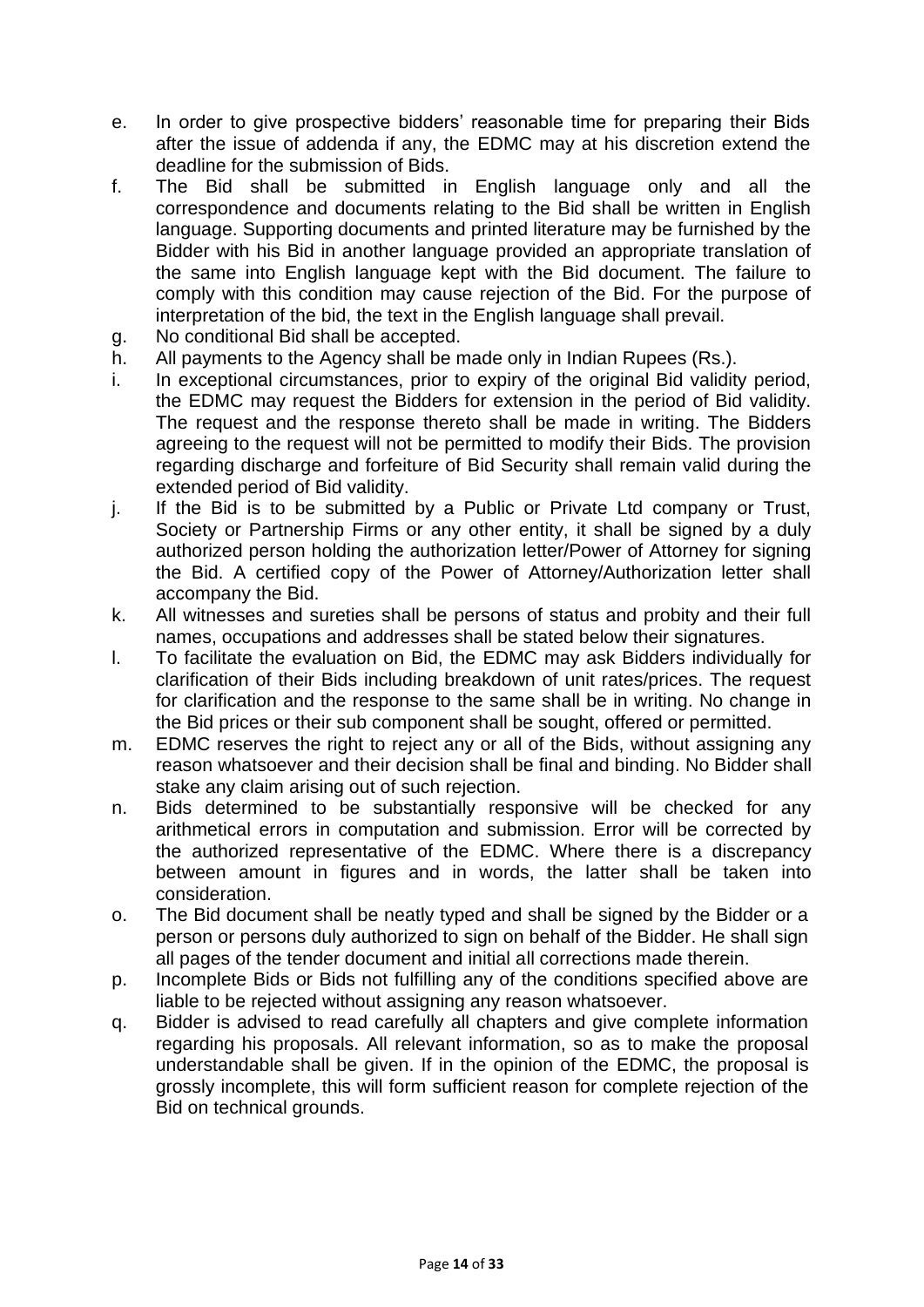e. In order to give prospective bidders' reasonable time for preparing their Bids after the issue of addenda if any, the EDMC may at his discretion extend the deadline for the submission of Bids.

f. The Bid shall be submitted in English language only and all the correspondence and documents relating to the Bid shall be written in English language. Supporting documents and printed literature may be furnished by the Bidder with his Bid in another language provided an appropriate translation of the same into English language kept with the Bid document. The failure to comply with this condition may cause rejection of the Bid. For the purpose of interpretation of the bid, the text in the English language shall prevail.

g. No conditional Bid shall be accepted.

h. All payments to the Agency shall be made only in Indian Rupees (Rs.).

i. In exceptional circumstances, prior to expiry of the original Bid validity period, the EDMC may request the Bidders for extension in the period of Bid validity. The request and the response thereto shall be made in writing. The Bidders agreeing to the request will not be permitted to modify their Bids. The provision regarding discharge and forfeiture of Bid Security shall remain valid during the extended period of Bid validity.

j. If the Bid is to be submitted by a Public or Private Ltd company or Trust, Society or Partnership Firms or any other entity, it shall be signed by a duly authorized person holding the authorization letter/Power of Attorney for signing the Bid. A certified copy of the Power of Attorney/Authorization letter shall accompany the Bid.

k. All witnesses and sureties shall be persons of status and probity and their full names, occupations and addresses shall be stated below their signatures.

l. To facilitate the evaluation on Bid, the EDMC may ask Bidders individually for clarification of their Bids including breakdown of unit rates/prices. The request for clarification and the response to the same shall be in writing. No change in the Bid prices or their sub component shall be sought, offered or permitted.

m. EDMC reserves the right to reject any or all of the Bids, without assigning any reason whatsoever and their decision shall be final and binding. No Bidder shall stake any claim arising out of such rejection.

n. Bids determined to be substantially responsive will be checked for any arithmetical errors in computation and submission. Error will be corrected by the authorized representative of the EDMC. Where there is a discrepancy between amount in figures and in words, the latter shall be taken into consideration.

o. The Bid document shall be neatly typed and shall be signed by the Bidder or a person or persons duly authorized to sign on behalf of the Bidder. He shall sign all pages of the tender document and initial all corrections made therein.

p. Incomplete Bids or Bids not fulfilling any of the conditions specified above are liable to be rejected without assigning any reason whatsoever.

q. Bidder is advised to read carefully all chapters and give complete information regarding his proposals. All relevant information, so as to make the proposal understandable shall be given. If in the opinion of the EDMC, the proposal is grossly incomplete, this will form sufficient reason for complete rejection of the Bid on technical grounds.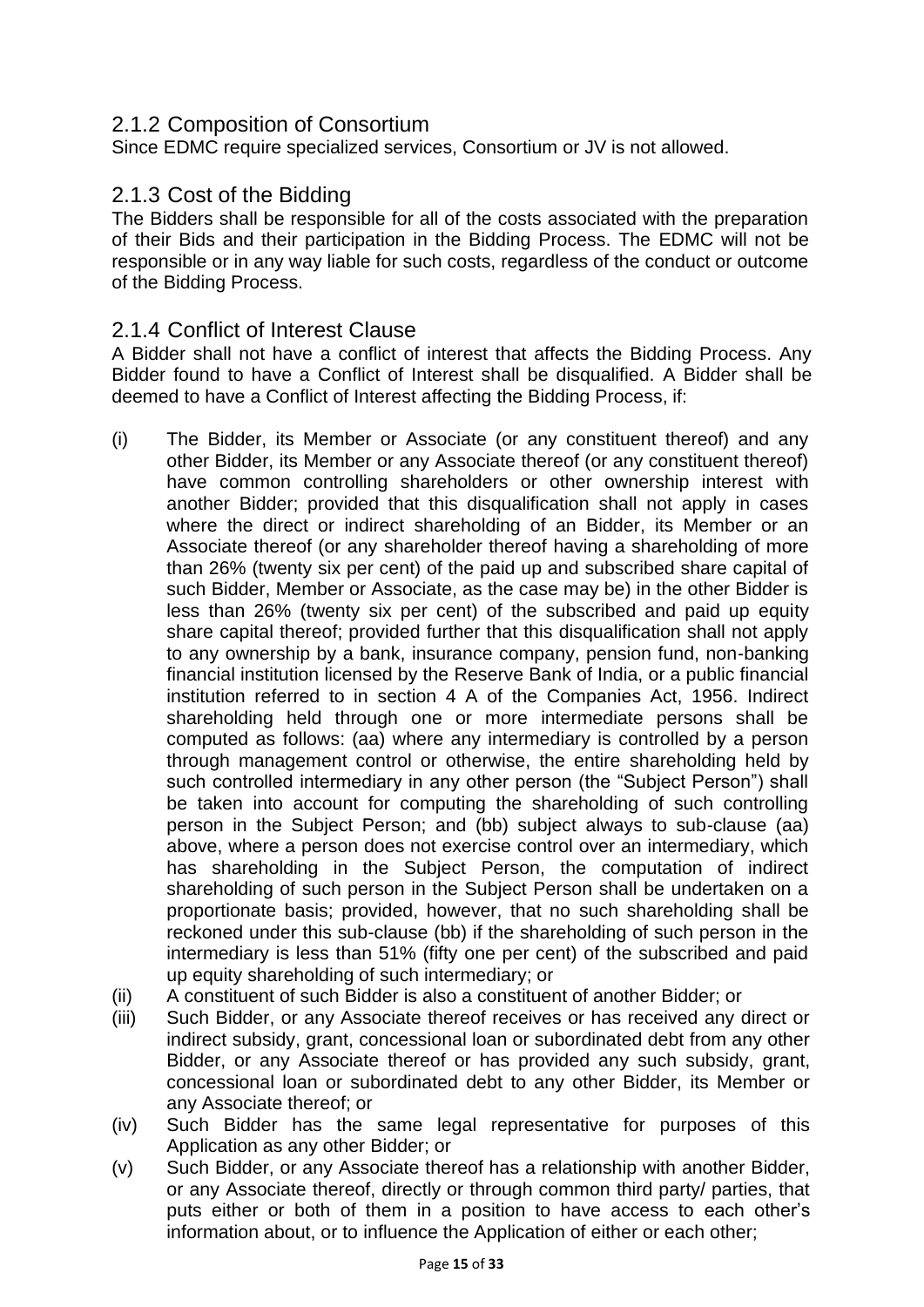## 2.1.2 Composition of Consortium

Since EDMC require specialized services, Consortium or JV is not allowed.

## 2.1.3 Cost of the Bidding

The Bidders shall be responsible for all of the costs associated with the preparation of their Bids and their participation in the Bidding Process. The EDMC will not be responsible or in any way liable for such costs, regardless of the conduct or outcome of the Bidding Process.

## 2.1.4 Conflict of Interest Clause

A Bidder shall not have a conflict of interest that affects the Bidding Process. Any Bidder found to have a Conflict of Interest shall be disqualified. A Bidder shall be deemed to have a Conflict of Interest affecting the Bidding Process, if:

(i) The Bidder, its Member or Associate (or any constituent thereof) and any other Bidder, its Member or any Associate thereof (or any constituent thereof) have common controlling shareholders or other ownership interest with another Bidder; provided that this disqualification shall not apply in cases where the direct or indirect shareholding of an Bidder, its Member or an Associate thereof (or any shareholder thereof having a shareholding of more than 26% (twenty six per cent) of the paid up and subscribed share capital of such Bidder, Member or Associate, as the case may be) in the other Bidder is less than 26% (twenty six per cent) of the subscribed and paid up equity share capital thereof; provided further that this disqualification shall not apply to any ownership by a bank, insurance company, pension fund, non-banking financial institution licensed by the Reserve Bank of India, or a public financial institution referred to in section 4 A of the Companies Act, 1956. Indirect shareholding held through one or more intermediate persons shall be computed as follows: (aa) where any intermediary is controlled by a person through management control or otherwise, the entire shareholding held by such controlled intermediary in any other person (the "Subject Person") shall be taken into account for computing the shareholding of such controlling person in the Subject Person; and (bb) subject always to sub-clause (aa) above, where a person does not exercise control over an intermediary, which has shareholding in the Subject Person, the computation of indirect shareholding of such person in the Subject Person shall be undertaken on a proportionate basis; provided, however, that no such shareholding shall be reckoned under this sub-clause (bb) if the shareholding of such person in the intermediary is less than 51% (fifty one per cent) of the subscribed and paid up equity shareholding of such intermediary; or

(ii) A constituent of such Bidder is also a constituent of another Bidder; or

(iii) Such Bidder, or any Associate thereof receives or has received any direct or indirect subsidy, grant, concessional loan or subordinated debt from any other Bidder, or any Associate thereof or has provided any such subsidy, grant, concessional loan or subordinated debt to any other Bidder, its Member or any Associate thereof; or

(iv) Such Bidder has the same legal representative for purposes of this Application as any other Bidder; or

(v) Such Bidder, or any Associate thereof has a relationship with another Bidder, or any Associate thereof, directly or through common third party/ parties, that puts either or both of them in a position to have access to each other's information about, or to influence the Application of either or each other;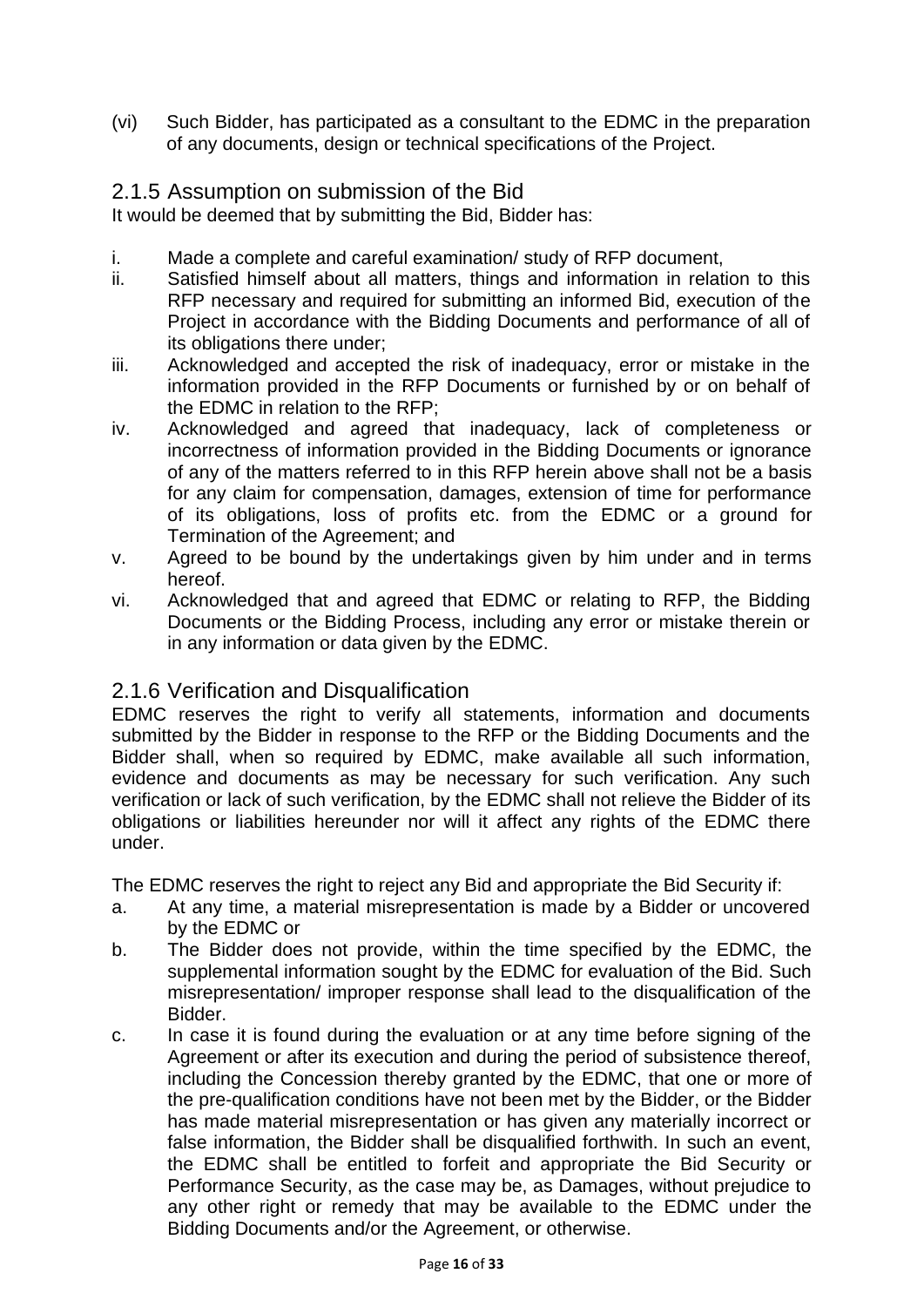(vi) Such Bidder, has participated as a consultant to the EDMC in the preparation of any documents, design or technical specifications of the Project.

## 2.1.5 Assumption on submission of the Bid

It would be deemed that by submitting the Bid, Bidder has:

i. Made a complete and careful examination/ study of RFP document,
ii. Satisfied himself about all matters, things and information in relation to this RFP necessary and required for submitting an informed Bid, execution of the Project in accordance with the Bidding Documents and performance of all of its obligations there under;
iii. Acknowledged and accepted the risk of inadequacy, error or mistake in the information provided in the RFP Documents or furnished by or on behalf of the EDMC in relation to the RFP;
iv. Acknowledged and agreed that inadequacy, lack of completeness or incorrectness of information provided in the Bidding Documents or ignorance of any of the matters referred to in this RFP herein above shall not be a basis for any claim for compensation, damages, extension of time for performance of its obligations, loss of profits etc. from the EDMC or a ground for Termination of the Agreement; and
v. Agreed to be bound by the undertakings given by him under and in terms hereof.
vi. Acknowledged that and agreed that EDMC or relating to RFP, the Bidding Documents or the Bidding Process, including any error or mistake therein or in any information or data given by the EDMC.

## 2.1.6 Verification and Disqualification

EDMC reserves the right to verify all statements, information and documents submitted by the Bidder in response to the RFP or the Bidding Documents and the Bidder shall, when so required by EDMC, make available all such information, evidence and documents as may be necessary for such verification. Any such verification or lack of such verification, by the EDMC shall not relieve the Bidder of its obligations or liabilities hereunder nor will it affect any rights of the EDMC there under.

The EDMC reserves the right to reject any Bid and appropriate the Bid Security if:

a. At any time, a material misrepresentation is made by a Bidder or uncovered by the EDMC or
b. The Bidder does not provide, within the time specified by the EDMC, the supplemental information sought by the EDMC for evaluation of the Bid. Such misrepresentation/ improper response shall lead to the disqualification of the Bidder.
c. In case it is found during the evaluation or at any time before signing of the Agreement or after its execution and during the period of subsistence thereof, including the Concession thereby granted by the EDMC, that one or more of the pre-qualification conditions have not been met by the Bidder, or the Bidder has made material misrepresentation or has given any materially incorrect or false information, the Bidder shall be disqualified forthwith. In such an event, the EDMC shall be entitled to forfeit and appropriate the Bid Security or Performance Security, as the case may be, as Damages, without prejudice to any other right or remedy that may be available to the EDMC under the Bidding Documents and/or the Agreement, or otherwise.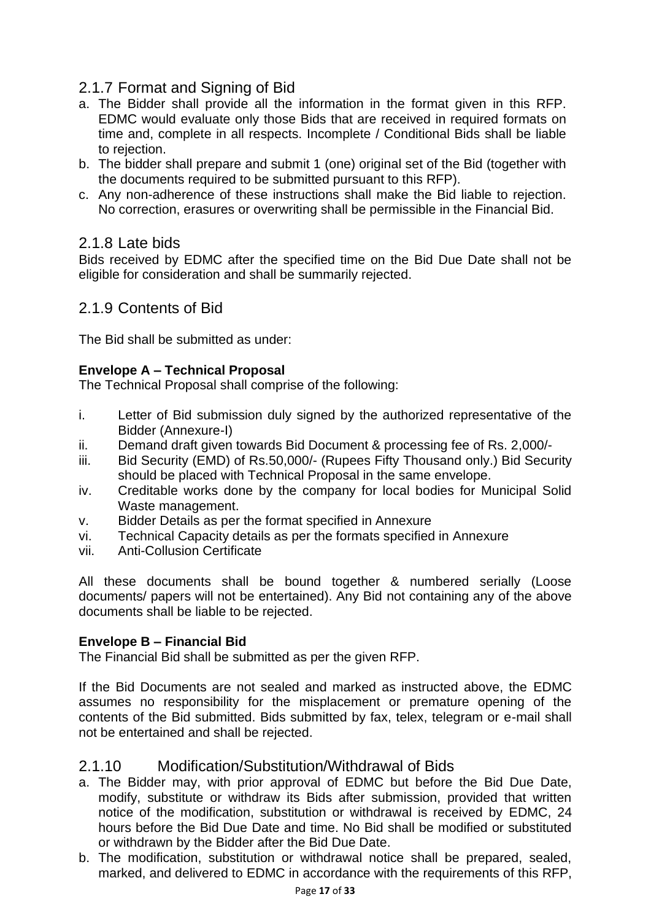### 2.1.7 Format and Signing of Bid

a. The Bidder shall provide all the information in the format given in this RFP. EDMC would evaluate only those Bids that are received in required formats on time and, complete in all respects. Incomplete / Conditional Bids shall be liable to rejection.
b. The bidder shall prepare and submit 1 (one) original set of the Bid (together with the documents required to be submitted pursuant to this RFP).
c. Any non-adherence of these instructions shall make the Bid liable to rejection. No correction, erasures or overwriting shall be permissible in the Financial Bid.

### 2.1.8 Late bids

Bids received by EDMC after the specified time on the Bid Due Date shall not be eligible for consideration and shall be summarily rejected.

### 2.1.9 Contents of Bid

The Bid shall be submitted as under:

**Envelope A – Technical Proposal**
The Technical Proposal shall comprise of the following:

i. Letter of Bid submission duly signed by the authorized representative of the Bidder (Annexure-I)
ii. Demand draft given towards Bid Document & processing fee of Rs. 2,000/-
iii. Bid Security (EMD) of Rs.50,000/- (Rupees Fifty Thousand only.) Bid Security should be placed with Technical Proposal in the same envelope.
iv. Creditable works done by the company for local bodies for Municipal Solid Waste management.
v. Bidder Details as per the format specified in Annexure
vi. Technical Capacity details as per the formats specified in Annexure
vii. Anti-Collusion Certificate

All these documents shall be bound together & numbered serially (Loose documents/ papers will not be entertained). Any Bid not containing any of the above documents shall be liable to be rejected.

**Envelope B – Financial Bid**
The Financial Bid shall be submitted as per the given RFP.

If the Bid Documents are not sealed and marked as instructed above, the EDMC assumes no responsibility for the misplacement or premature opening of the contents of the Bid submitted. Bids submitted by fax, telex, telegram or e-mail shall not be entertained and shall be rejected.

### 2.1.10 Modification/Substitution/Withdrawal of Bids

a. The Bidder may, with prior approval of EDMC but before the Bid Due Date, modify, substitute or withdraw its Bids after submission, provided that written notice of the modification, substitution or withdrawal is received by EDMC, 24 hours before the Bid Due Date and time. No Bid shall be modified or substituted or withdrawn by the Bidder after the Bid Due Date.
b. The modification, substitution or withdrawal notice shall be prepared, sealed, marked, and delivered to EDMC in accordance with the requirements of this RFP,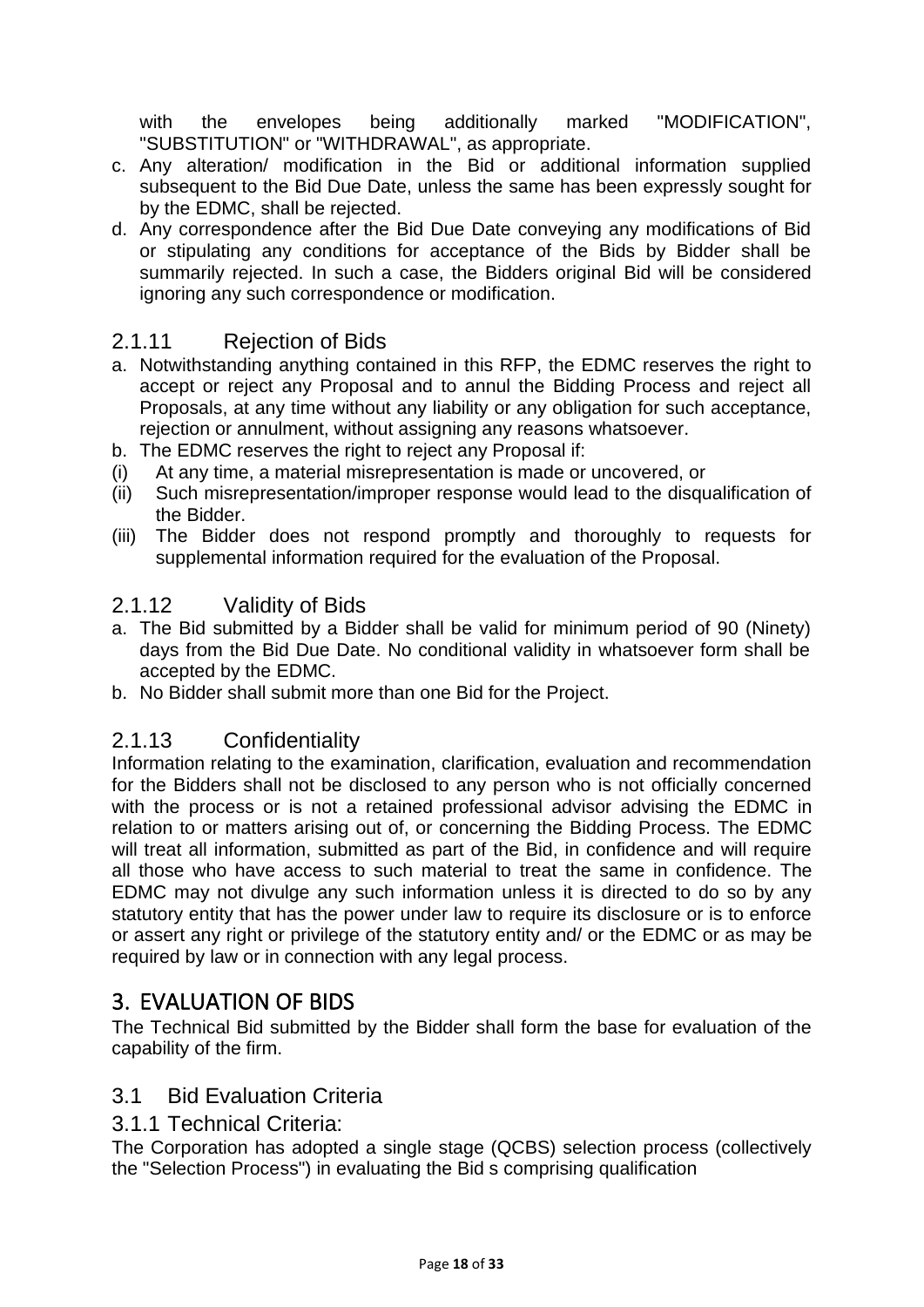with the envelopes being additionally marked "MODIFICATION", "SUBSTITUTION" or "WITHDRAWAL", as appropriate.

c. Any alteration/ modification in the Bid or additional information supplied subsequent to the Bid Due Date, unless the same has been expressly sought for by the EDMC, shall be rejected.
d. Any correspondence after the Bid Due Date conveying any modifications of Bid or stipulating any conditions for acceptance of the Bids by Bidder shall be summarily rejected. In such a case, the Bidders original Bid will be considered ignoring any such correspondence or modification.

### 2.1.11 Rejection of Bids

a. Notwithstanding anything contained in this RFP, the EDMC reserves the right to accept or reject any Proposal and to annul the Bidding Process and reject all Proposals, at any time without any liability or any obligation for such acceptance, rejection or annulment, without assigning any reasons whatsoever.
b. The EDMC reserves the right to reject any Proposal if:

(i) At any time, a material misrepresentation is made or uncovered, or
(ii) Such misrepresentation/improper response would lead to the disqualification of the Bidder.
(iii) The Bidder does not respond promptly and thoroughly to requests for supplemental information required for the evaluation of the Proposal.

### 2.1.12 Validity of Bids

a. The Bid submitted by a Bidder shall be valid for minimum period of 90 (Ninety) days from the Bid Due Date. No conditional validity in whatsoever form shall be accepted by the EDMC.
b. No Bidder shall submit more than one Bid for the Project.

### 2.1.13 Confidentiality

Information relating to the examination, clarification, evaluation and recommendation for the Bidders shall not be disclosed to any person who is not officially concerned with the process or is not a retained professional advisor advising the EDMC in relation to or matters arising out of, or concerning the Bidding Process. The EDMC will treat all information, submitted as part of the Bid, in confidence and will require all those who have access to such material to treat the same in confidence. The EDMC may not divulge any such information unless it is directed to do so by any statutory entity that has the power under law to require its disclosure or is to enforce or assert any right or privilege of the statutory entity and/ or the EDMC or as may be required by law or in connection with any legal process.

## 3. EVALUATION OF BIDS

The Technical Bid submitted by the Bidder shall form the base for evaluation of the capability of the firm.

### 3.1 Bid Evaluation Criteria

### 3.1.1 Technical Criteria:

The Corporation has adopted a single stage (QCBS) selection process (collectively the "Selection Process") in evaluating the Bid s comprising qualification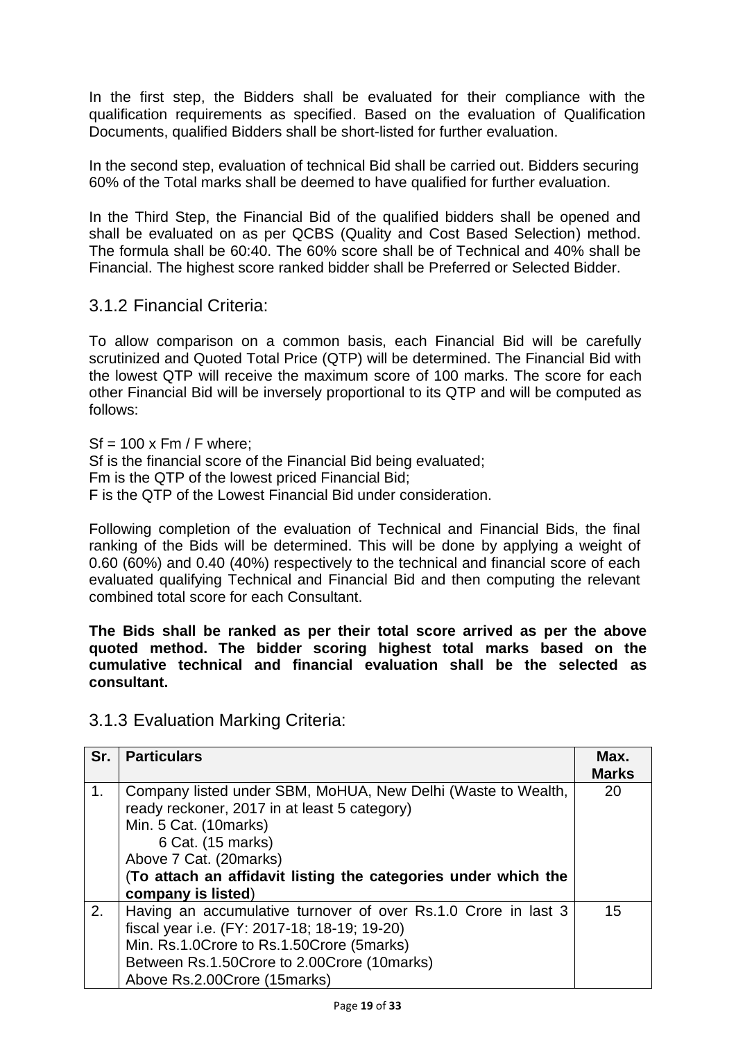In the first step, the Bidders shall be evaluated for their compliance with the qualification requirements as specified. Based on the evaluation of Qualification Documents, qualified Bidders shall be short-listed for further evaluation.

In the second step, evaluation of technical Bid shall be carried out. Bidders securing 60% of the Total marks shall be deemed to have qualified for further evaluation.

In the Third Step, the Financial Bid of the qualified bidders shall be opened and shall be evaluated on as per QCBS (Quality and Cost Based Selection) method. The formula shall be 60:40. The 60% score shall be of Technical and 40% shall be Financial. The highest score ranked bidder shall be Preferred or Selected Bidder.

### 3.1.2 Financial Criteria:

To allow comparison on a common basis, each Financial Bid will be carefully scrutinized and Quoted Total Price (QTP) will be determined. The Financial Bid with the lowest QTP will receive the maximum score of 100 marks. The score for each other Financial Bid will be inversely proportional to its QTP and will be computed as follows:

$Sf = 100 \times Fm / F$ where;
$Sf$ is the financial score of the Financial Bid being evaluated;
$Fm$ is the QTP of the lowest priced Financial Bid;
$F$ is the QTP of the Lowest Financial Bid under consideration.

Following completion of the evaluation of Technical and Financial Bids, the final ranking of the Bids will be determined. This will be done by applying a weight of 0.60 (60%) and 0.40 (40%) respectively to the technical and financial score of each evaluated qualifying Technical and Financial Bid and then computing the relevant combined total score for each Consultant.

**The Bids shall be ranked as per their total score arrived as per the above quoted method. The bidder scoring highest total marks based on the cumulative technical and financial evaluation shall be the selected as consultant.**

### 3.1.3 Evaluation Marking Criteria:

| Sr. | Particulars | Max. Marks |
|---|---|---|
| 1. | Company listed under SBM, MoHUA, New Delhi (Waste to Wealth, ready reckoner, 2017 in at least 5 category)<br>Min. 5 Cat. (10marks)<br>6 Cat. (15 marks)<br>Above 7 Cat. (20marks)<br>(**To attach an affidavit listing the categories under which the company is listed**) | 20 |
| 2. | Having an accumulative turnover of over Rs.1.0 Crore in last 3 fiscal year i.e. (FY: 2017-18; 18-19; 19-20)<br>Min. Rs.1.0Crore to Rs.1.50Crore (5marks)<br>Between Rs.1.50Crore to 2.00Crore (10marks)<br>Above Rs.2.00Crore (15marks) | 15 |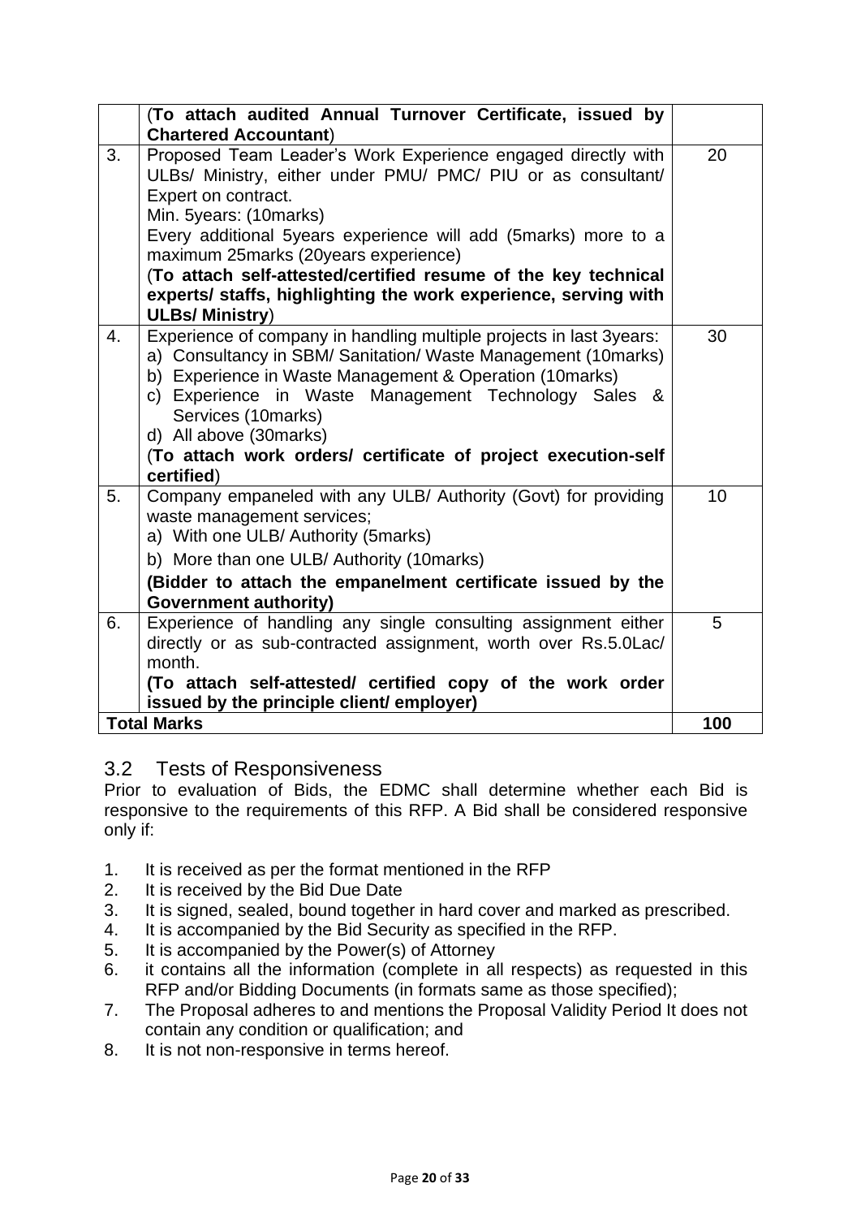|  |  |  |
|---|---|---|
|  | (**To attach audited Annual Turnover Certificate, issued by Chartered Accountant**) |  |
| 3. | Proposed Team Leader's Work Experience engaged directly with ULBs/ Ministry, either under PMU/ PMC/ PIU or as consultant/ Expert on contract.<br>Min. 5years: (10marks)<br>Every additional 5years experience will add (5marks) more to a maximum 25marks (20years experience)<br>(**To attach self-attested/certified resume of the key technical experts/ staffs, highlighting the work experience, serving with ULBs/ Ministry**) | 20 |
| 4. | Experience of company in handling multiple projects in last 3years:<br>a) Consultancy in SBM/ Sanitation/ Waste Management (10marks)<br>b) Experience in Waste Management & Operation (10marks)<br>c) Experience in Waste Management Technology Sales & Services (10marks)<br>d) All above (30marks)<br>(**To attach work orders/ certificate of project execution-self certified**) | 30 |
| 5. | Company empaneled with any ULB/ Authority (Govt) for providing waste management services;<br>a) With one ULB/ Authority (5marks)<br>b) More than one ULB/ Authority (10marks)<br>**(Bidder to attach the empanelment certificate issued by the Government authority)** | 10 |
| 6. | Experience of handling any single consulting assignment either directly or as sub-contracted assignment, worth over Rs.5.0Lac/ month.<br>**(To attach self-attested/ certified copy of the work order issued by the principle client/ employer)** | 5 |
| **Total Marks** |  | **100** |

## 3.2 Tests of Responsiveness

Prior to evaluation of Bids, the EDMC shall determine whether each Bid is responsive to the requirements of this RFP. A Bid shall be considered responsive only if:

1. It is received as per the format mentioned in the RFP
2. It is received by the Bid Due Date
3. It is signed, sealed, bound together in hard cover and marked as prescribed.
4. It is accompanied by the Bid Security as specified in the RFP.
5. It is accompanied by the Power(s) of Attorney
6. it contains all the information (complete in all respects) as requested in this RFP and/or Bidding Documents (in formats same as those specified);
7. The Proposal adheres to and mentions the Proposal Validity Period It does not contain any condition or qualification; and
8. It is not non-responsive in terms hereof.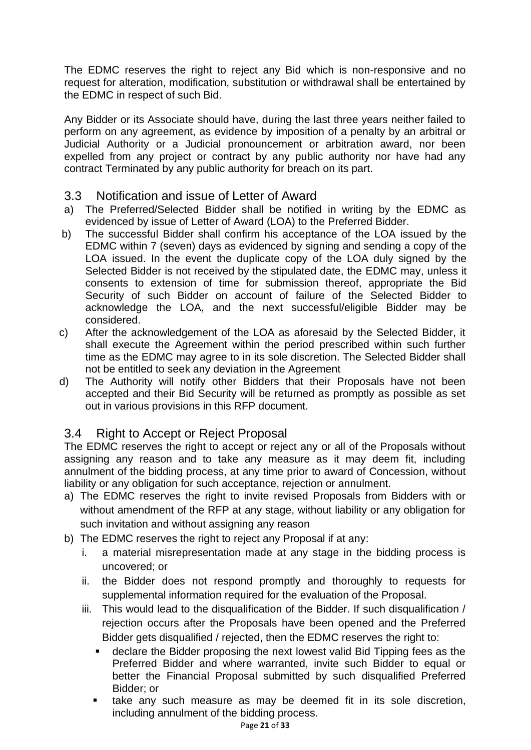The EDMC reserves the right to reject any Bid which is non-responsive and no request for alteration, modification, substitution or withdrawal shall be entertained by the EDMC in respect of such Bid.

Any Bidder or its Associate should have, during the last three years neither failed to perform on any agreement, as evidence by imposition of a penalty by an arbitral or Judicial Authority or a Judicial pronouncement or arbitration award, nor been expelled from any project or contract by any public authority nor have had any contract Terminated by any public authority for breach on its part.

## 3.3 Notification and issue of Letter of Award

a) The Preferred/Selected Bidder shall be notified in writing by the EDMC as evidenced by issue of Letter of Award (LOA) to the Preferred Bidder.

b) The successful Bidder shall confirm his acceptance of the LOA issued by the EDMC within 7 (seven) days as evidenced by signing and sending a copy of the LOA issued. In the event the duplicate copy of the LOA duly signed by the Selected Bidder is not received by the stipulated date, the EDMC may, unless it consents to extension of time for submission thereof, appropriate the Bid Security of such Bidder on account of failure of the Selected Bidder to acknowledge the LOA, and the next successful/eligible Bidder may be considered.

c) After the acknowledgement of the LOA as aforesaid by the Selected Bidder, it shall execute the Agreement within the period prescribed within such further time as the EDMC may agree to in its sole discretion. The Selected Bidder shall not be entitled to seek any deviation in the Agreement

d) The Authority will notify other Bidders that their Proposals have not been accepted and their Bid Security will be returned as promptly as possible as set out in various provisions in this RFP document.

## 3.4 Right to Accept or Reject Proposal

The EDMC reserves the right to accept or reject any or all of the Proposals without assigning any reason and to take any measure as it may deem fit, including annulment of the bidding process, at any time prior to award of Concession, without liability or any obligation for such acceptance, rejection or annulment.

a) The EDMC reserves the right to invite revised Proposals from Bidders with or without amendment of the RFP at any stage, without liability or any obligation for such invitation and without assigning any reason

b) The EDMC reserves the right to reject any Proposal if at any:

   i. a material misrepresentation made at any stage in the bidding process is uncovered; or

   ii. the Bidder does not respond promptly and thoroughly to requests for supplemental information required for the evaluation of the Proposal.

   iii. This would lead to the disqualification of the Bidder. If such disqualification / rejection occurs after the Proposals have been opened and the Preferred Bidder gets disqualified / rejected, then the EDMC reserves the right to:

      - declare the Bidder proposing the next lowest valid Bid Tipping fees as the Preferred Bidder and where warranted, invite such Bidder to equal or better the Financial Proposal submitted by such disqualified Preferred Bidder; or
      - take any such measure as may be deemed fit in its sole discretion, including annulment of the bidding process.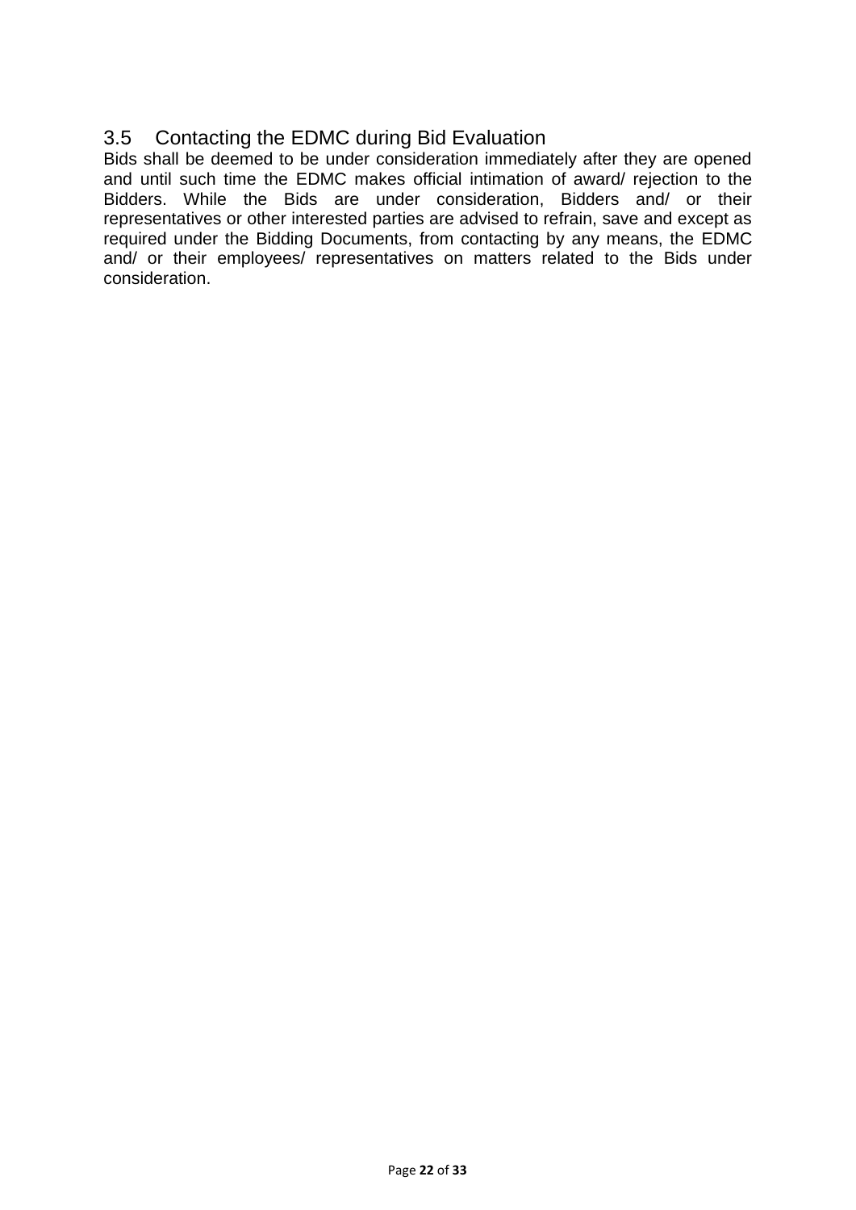## 3.5 Contacting the EDMC during Bid Evaluation

Bids shall be deemed to be under consideration immediately after they are opened and until such time the EDMC makes official intimation of award/ rejection to the Bidders. While the Bids are under consideration, Bidders and/ or their representatives or other interested parties are advised to refrain, save and except as required under the Bidding Documents, from contacting by any means, the EDMC and/ or their employees/ representatives on matters related to the Bids under consideration.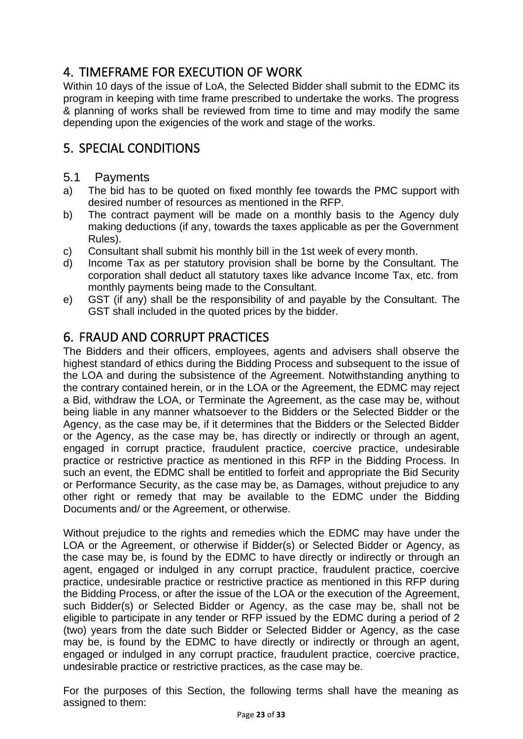## 4. TIMEFRAME FOR EXECUTION OF WORK

Within 10 days of the issue of LoA, the Selected Bidder shall submit to the EDMC its program in keeping with time frame prescribed to undertake the works. The progress & planning of works shall be reviewed from time to time and may modify the same depending upon the exigencies of the work and stage of the works.

## 5. SPECIAL CONDITIONS

### 5.1 Payments

a) The bid has to be quoted on fixed monthly fee towards the PMC support with desired number of resources as mentioned in the RFP.

b) The contract payment will be made on a monthly basis to the Agency duly making deductions (if any, towards the taxes applicable as per the Government Rules).

c) Consultant shall submit his monthly bill in the 1st week of every month.

d) Income Tax as per statutory provision shall be borne by the Consultant. The corporation shall deduct all statutory taxes like advance Income Tax, etc. from monthly payments being made to the Consultant.

e) GST (if any) shall be the responsibility of and payable by the Consultant. The GST shall included in the quoted prices by the bidder.

## 6. FRAUD AND CORRUPT PRACTICES

The Bidders and their officers, employees, agents and advisers shall observe the highest standard of ethics during the Bidding Process and subsequent to the issue of the LOA and during the subsistence of the Agreement. Notwithstanding anything to the contrary contained herein, or in the LOA or the Agreement, the EDMC may reject a Bid, withdraw the LOA, or Terminate the Agreement, as the case may be, without being liable in any manner whatsoever to the Bidders or the Selected Bidder or the Agency, as the case may be, if it determines that the Bidders or the Selected Bidder or the Agency, as the case may be, has directly or indirectly or through an agent, engaged in corrupt practice, fraudulent practice, coercive practice, undesirable practice or restrictive practice as mentioned in this RFP in the Bidding Process. In such an event, the EDMC shall be entitled to forfeit and appropriate the Bid Security or Performance Security, as the case may be, as Damages, without prejudice to any other right or remedy that may be available to the EDMC under the Bidding Documents and/ or the Agreement, or otherwise.

Without prejudice to the rights and remedies which the EDMC may have under the LOA or the Agreement, or otherwise if Bidder(s) or Selected Bidder or Agency, as the case may be, is found by the EDMC to have directly or indirectly or through an agent, engaged or indulged in any corrupt practice, fraudulent practice, coercive practice, undesirable practice or restrictive practice as mentioned in this RFP during the Bidding Process, or after the issue of the LOA or the execution of the Agreement, such Bidder(s) or Selected Bidder or Agency, as the case may be, shall not be eligible to participate in any tender or RFP issued by the EDMC during a period of 2 (two) years from the date such Bidder or Selected Bidder or Agency, as the case may be, is found by the EDMC to have directly or indirectly or through an agent, engaged or indulged in any corrupt practice, fraudulent practice, coercive practice, undesirable practice or restrictive practices, as the case may be.

For the purposes of this Section, the following terms shall have the meaning as assigned to them: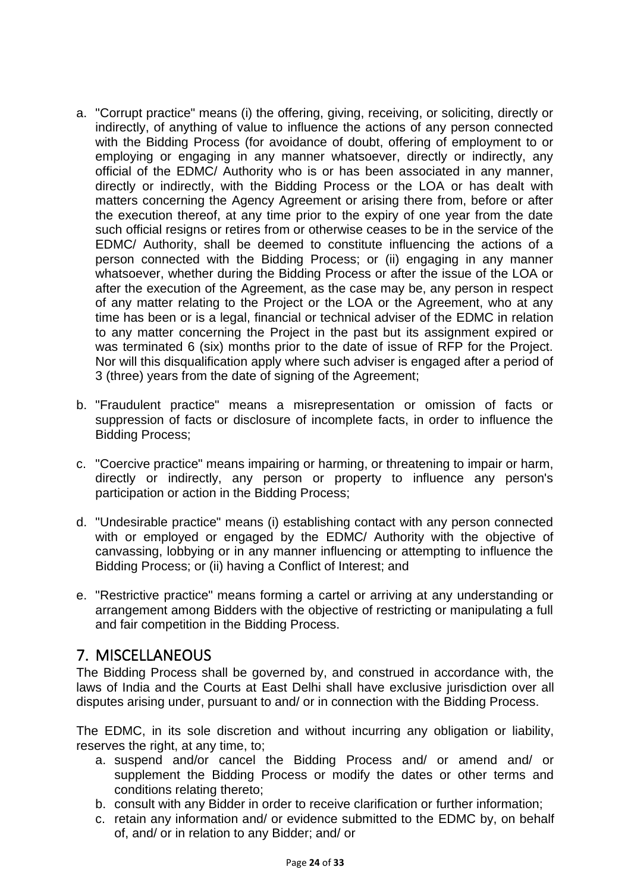a. "Corrupt practice" means (i) the offering, giving, receiving, or soliciting, directly or indirectly, of anything of value to influence the actions of any person connected with the Bidding Process (for avoidance of doubt, offering of employment to or employing or engaging in any manner whatsoever, directly or indirectly, any official of the EDMC/ Authority who is or has been associated in any manner, directly or indirectly, with the Bidding Process or the LOA or has dealt with matters concerning the Agency Agreement or arising there from, before or after the execution thereof, at any time prior to the expiry of one year from the date such official resigns or retires from or otherwise ceases to be in the service of the EDMC/ Authority, shall be deemed to constitute influencing the actions of a person connected with the Bidding Process; or (ii) engaging in any manner whatsoever, whether during the Bidding Process or after the issue of the LOA or after the execution of the Agreement, as the case may be, any person in respect of any matter relating to the Project or the LOA or the Agreement, who at any time has been or is a legal, financial or technical adviser of the EDMC in relation to any matter concerning the Project in the past but its assignment expired or was terminated 6 (six) months prior to the date of issue of RFP for the Project. Nor will this disqualification apply where such adviser is engaged after a period of 3 (three) years from the date of signing of the Agreement;

b. "Fraudulent practice" means a misrepresentation or omission of facts or suppression of facts or disclosure of incomplete facts, in order to influence the Bidding Process;

c. "Coercive practice" means impairing or harming, or threatening to impair or harm, directly or indirectly, any person or property to influence any person's participation or action in the Bidding Process;

d. "Undesirable practice" means (i) establishing contact with any person connected with or employed or engaged by the EDMC/ Authority with the objective of canvassing, lobbying or in any manner influencing or attempting to influence the Bidding Process; or (ii) having a Conflict of Interest; and

e. "Restrictive practice" means forming a cartel or arriving at any understanding or arrangement among Bidders with the objective of restricting or manipulating a full and fair competition in the Bidding Process.

# 7. MISCELLANEOUS

The Bidding Process shall be governed by, and construed in accordance with, the laws of India and the Courts at East Delhi shall have exclusive jurisdiction over all disputes arising under, pursuant to and/ or in connection with the Bidding Process.

The EDMC, in its sole discretion and without incurring any obligation or liability, reserves the right, at any time, to;

a. suspend and/or cancel the Bidding Process and/ or amend and/ or supplement the Bidding Process or modify the dates or other terms and conditions relating thereto;
b. consult with any Bidder in order to receive clarification or further information;
c. retain any information and/ or evidence submitted to the EDMC by, on behalf of, and/ or in relation to any Bidder; and/ or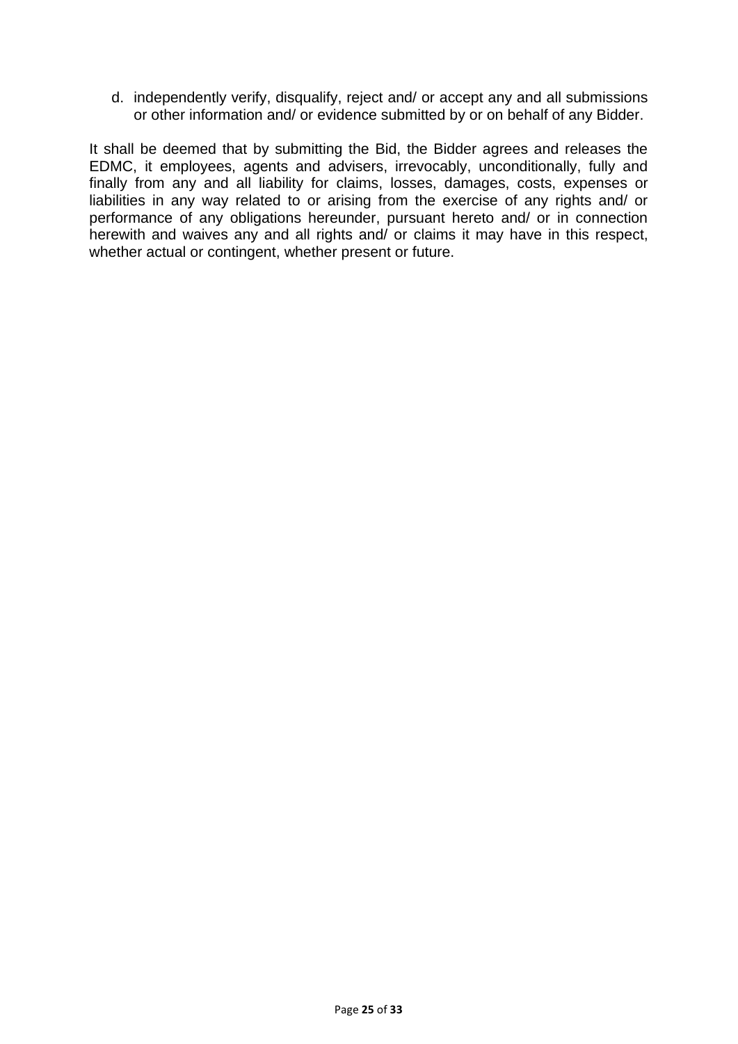d. independently verify, disqualify, reject and/ or accept any and all submissions or other information and/ or evidence submitted by or on behalf of any Bidder.

It shall be deemed that by submitting the Bid, the Bidder agrees and releases the EDMC, it employees, agents and advisers, irrevocably, unconditionally, fully and finally from any and all liability for claims, losses, damages, costs, expenses or liabilities in any way related to or arising from the exercise of any rights and/ or performance of any obligations hereunder, pursuant hereto and/ or in connection herewith and waives any and all rights and/ or claims it may have in this respect, whether actual or contingent, whether present or future.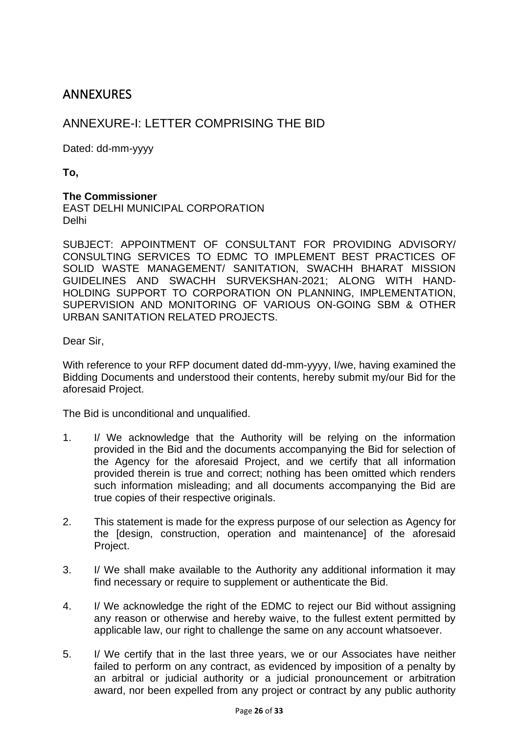# ANNEXURES

## ANNEXURE-I: LETTER COMPRISING THE BID

Dated: dd-mm-yyyy

**To,**

**The Commissioner**
EAST DELHI MUNICIPAL CORPORATION
Delhi

SUBJECT: APPOINTMENT OF CONSULTANT FOR PROVIDING ADVISORY/ CONSULTING SERVICES TO EDMC TO IMPLEMENT BEST PRACTICES OF SOLID WASTE MANAGEMENT/ SANITATION, SWACHH BHARAT MISSION GUIDELINES AND SWACHH SURVEKSHAN-2021; ALONG WITH HAND-HOLDING SUPPORT TO CORPORATION ON PLANNING, IMPLEMENTATION, SUPERVISION AND MONITORING OF VARIOUS ON-GOING SBM & OTHER URBAN SANITATION RELATED PROJECTS.

Dear Sir,

With reference to your RFP document dated dd-mm-yyyy, I/we, having examined the Bidding Documents and understood their contents, hereby submit my/our Bid for the aforesaid Project.

The Bid is unconditional and unqualified.

1. I/ We acknowledge that the Authority will be relying on the information provided in the Bid and the documents accompanying the Bid for selection of the Agency for the aforesaid Project, and we certify that all information provided therein is true and correct; nothing has been omitted which renders such information misleading; and all documents accompanying the Bid are true copies of their respective originals.

2. This statement is made for the express purpose of our selection as Agency for the [design, construction, operation and maintenance] of the aforesaid Project.

3. I/ We shall make available to the Authority any additional information it may find necessary or require to supplement or authenticate the Bid.

4. I/ We acknowledge the right of the EDMC to reject our Bid without assigning any reason or otherwise and hereby waive, to the fullest extent permitted by applicable law, our right to challenge the same on any account whatsoever.

5. I/ We certify that in the last three years, we or our Associates have neither failed to perform on any contract, as evidenced by imposition of a penalty by an arbitral or judicial authority or a judicial pronouncement or arbitration award, nor been expelled from any project or contract by any public authority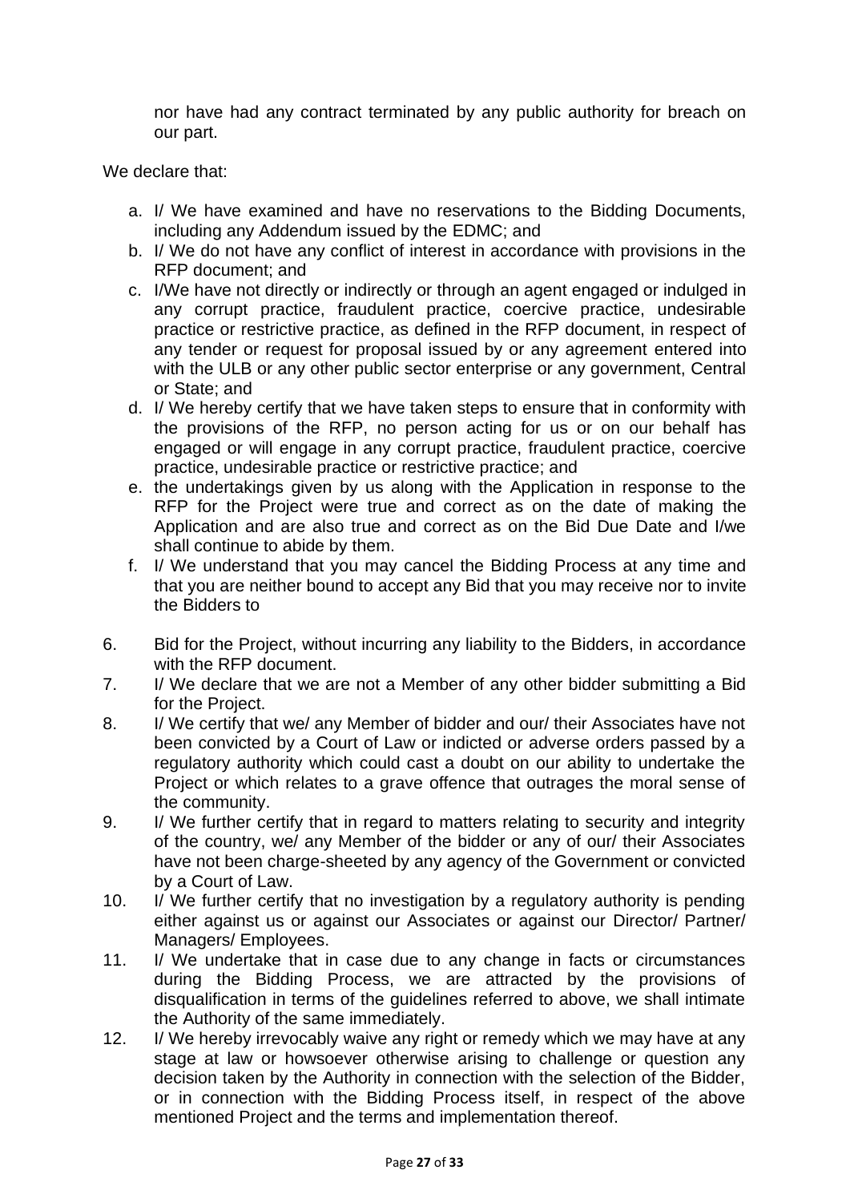nor have had any contract terminated by any public authority for breach on our part.

We declare that:

a. I/ We have examined and have no reservations to the Bidding Documents, including any Addendum issued by the EDMC; and
b. I/ We do not have any conflict of interest in accordance with provisions in the RFP document; and
c. I/We have not directly or indirectly or through an agent engaged or indulged in any corrupt practice, fraudulent practice, coercive practice, undesirable practice or restrictive practice, as defined in the RFP document, in respect of any tender or request for proposal issued by or any agreement entered into with the ULB or any other public sector enterprise or any government, Central or State; and
d. I/ We hereby certify that we have taken steps to ensure that in conformity with the provisions of the RFP, no person acting for us or on our behalf has engaged or will engage in any corrupt practice, fraudulent practice, coercive practice, undesirable practice or restrictive practice; and
e. the undertakings given by us along with the Application in response to the RFP for the Project were true and correct as on the date of making the Application and are also true and correct as on the Bid Due Date and I/we shall continue to abide by them.
f. I/ We understand that you may cancel the Bidding Process at any time and that you are neither bound to accept any Bid that you may receive nor to invite the Bidders to

6. Bid for the Project, without incurring any liability to the Bidders, in accordance with the RFP document.
7. I/ We declare that we are not a Member of any other bidder submitting a Bid for the Project.
8. I/ We certify that we/ any Member of bidder and our/ their Associates have not been convicted by a Court of Law or indicted or adverse orders passed by a regulatory authority which could cast a doubt on our ability to undertake the Project or which relates to a grave offence that outrages the moral sense of the community.
9. I/ We further certify that in regard to matters relating to security and integrity of the country, we/ any Member of the bidder or any of our/ their Associates have not been charge-sheeted by any agency of the Government or convicted by a Court of Law.
10. I/ We further certify that no investigation by a regulatory authority is pending either against us or against our Associates or against our Director/ Partner/ Managers/ Employees.
11. I/ We undertake that in case due to any change in facts or circumstances during the Bidding Process, we are attracted by the provisions of disqualification in terms of the guidelines referred to above, we shall intimate the Authority of the same immediately.
12. I/ We hereby irrevocably waive any right or remedy which we may have at any stage at law or howsoever otherwise arising to challenge or question any decision taken by the Authority in connection with the selection of the Bidder, or in connection with the Bidding Process itself, in respect of the above mentioned Project and the terms and implementation thereof.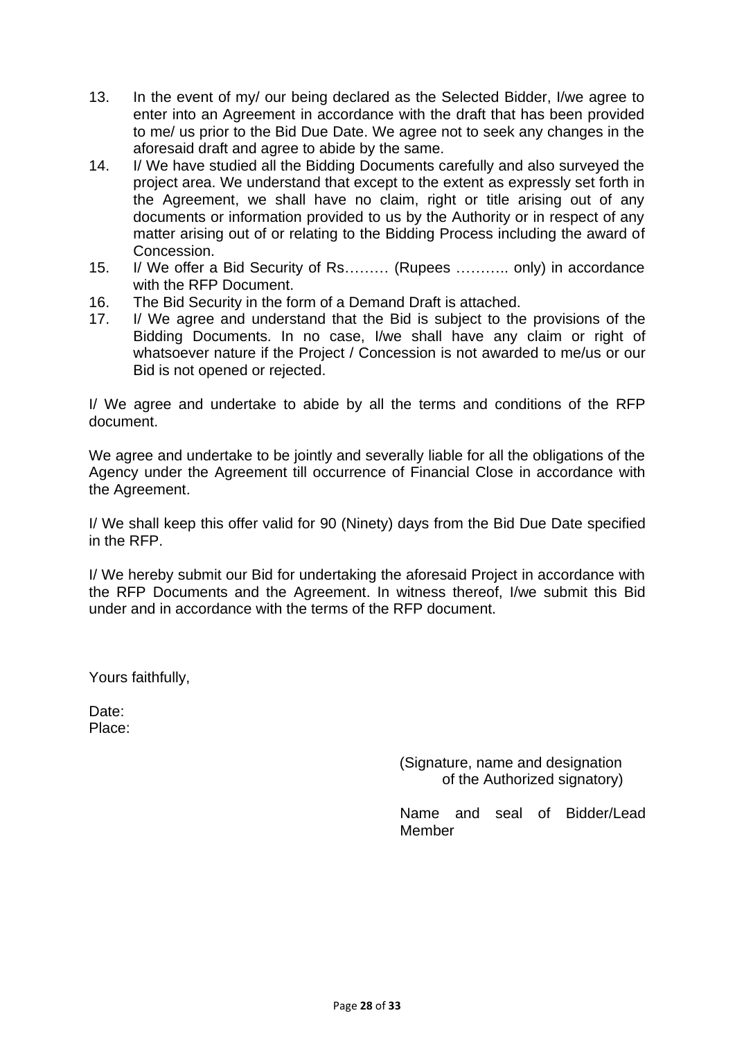13. In the event of my/ our being declared as the Selected Bidder, I/we agree to enter into an Agreement in accordance with the draft that has been provided to me/ us prior to the Bid Due Date. We agree not to seek any changes in the aforesaid draft and agree to abide by the same.
14. I/ We have studied all the Bidding Documents carefully and also surveyed the project area. We understand that except to the extent as expressly set forth in the Agreement, we shall have no claim, right or title arising out of any documents or information provided to us by the Authority or in respect of any matter arising out of or relating to the Bidding Process including the award of Concession.
15. I/ We offer a Bid Security of Rs……… (Rupees ……….. only) in accordance with the RFP Document.
16. The Bid Security in the form of a Demand Draft is attached.
17. I/ We agree and understand that the Bid is subject to the provisions of the Bidding Documents. In no case, I/we shall have any claim or right of whatsoever nature if the Project / Concession is not awarded to me/us or our Bid is not opened or rejected.

I/ We agree and undertake to abide by all the terms and conditions of the RFP document.

We agree and undertake to be jointly and severally liable for all the obligations of the Agency under the Agreement till occurrence of Financial Close in accordance with the Agreement.

I/ We shall keep this offer valid for 90 (Ninety) days from the Bid Due Date specified in the RFP.

I/ We hereby submit our Bid for undertaking the aforesaid Project in accordance with the RFP Documents and the Agreement. In witness thereof, I/we submit this Bid under and in accordance with the terms of the RFP document.

Yours faithfully,

Date:
Place:

(Signature, name and designation of the Authorized signatory)

Name and seal of Bidder/Lead Member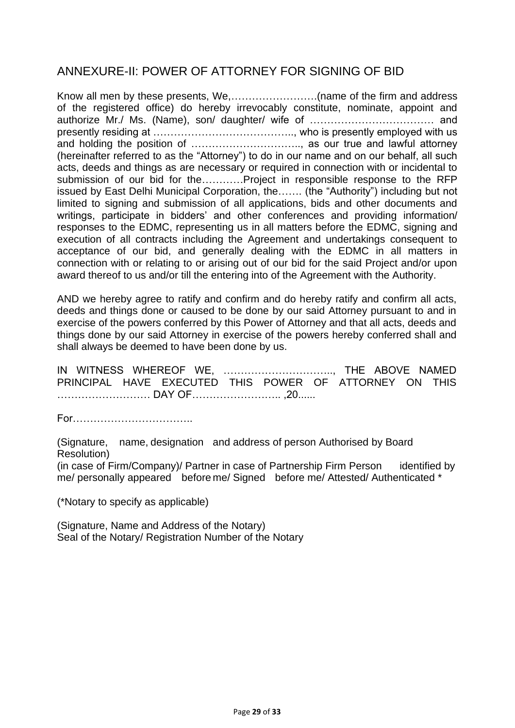## ANNEXURE-II: POWER OF ATTORNEY FOR SIGNING OF BID

Know all men by these presents, We,…………………….(name of the firm and address of the registered office) do hereby irrevocably constitute, nominate, appoint and authorize Mr./ Ms. (Name), son/ daughter/ wife of ……………………………… and presently residing at ………………………………….., who is presently employed with us and holding the position of ………………………….., as our true and lawful attorney (hereinafter referred to as the "Attorney") to do in our name and on our behalf, all such acts, deeds and things as are necessary or required in connection with or incidental to submission of our bid for the…………Project in responsible response to the RFP issued by East Delhi Municipal Corporation, the……. (the "Authority") including but not limited to signing and submission of all applications, bids and other documents and writings, participate in bidders' and other conferences and providing information/ responses to the EDMC, representing us in all matters before the EDMC, signing and execution of all contracts including the Agreement and undertakings consequent to acceptance of our bid, and generally dealing with the EDMC in all matters in connection with or relating to or arising out of our bid for the said Project and/or upon award thereof to us and/or till the entering into of the Agreement with the Authority.

AND we hereby agree to ratify and confirm and do hereby ratify and confirm all acts, deeds and things done or caused to be done by our said Attorney pursuant to and in exercise of the powers conferred by this Power of Attorney and that all acts, deeds and things done by our said Attorney in exercise of the powers hereby conferred shall and shall always be deemed to have been done by us.

IN WITNESS WHEREOF WE, ………………………….., THE ABOVE NAMED PRINCIPAL HAVE EXECUTED THIS POWER OF ATTORNEY ON THIS ……………………… DAY OF…………………….. ,20......

For……………………………..

(Signature, name, designation and address of person Authorised by Board Resolution)
(in case of Firm/Company)/ Partner in case of Partnership Firm Person identified by me/ personally appeared before me/ Signed before me/ Attested/ Authenticated *

(*Notary to specify as applicable)

(Signature, Name and Address of the Notary)
Seal of the Notary/ Registration Number of the Notary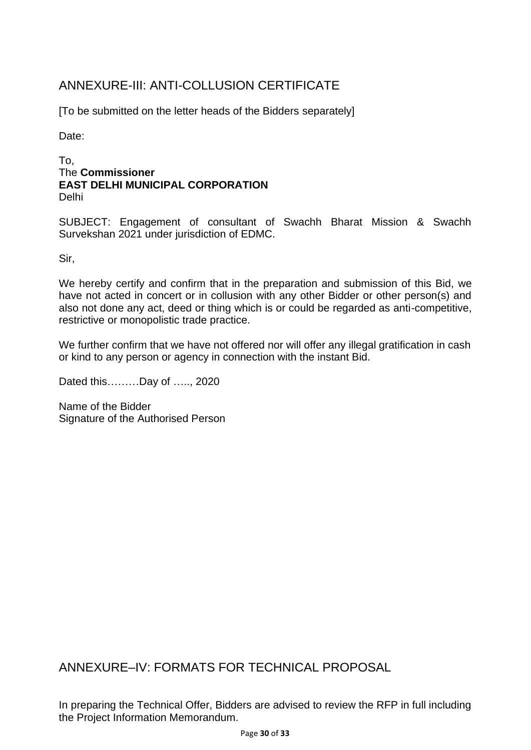## ANNEXURE-III: ANTI-COLLUSION CERTIFICATE

[To be submitted on the letter heads of the Bidders separately]

Date:

To,
The **Commissioner**
**EAST DELHI MUNICIPAL CORPORATION**
Delhi

SUBJECT: Engagement of consultant of Swachh Bharat Mission & Swachh Survekshan 2021 under jurisdiction of EDMC.

Sir,

We hereby certify and confirm that in the preparation and submission of this Bid, we have not acted in concert or in collusion with any other Bidder or other person(s) and also not done any act, deed or thing which is or could be regarded as anti-competitive, restrictive or monopolistic trade practice.

We further confirm that we have not offered nor will offer any illegal gratification in cash or kind to any person or agency in connection with the instant Bid.

Dated this………Day of ….., 2020

Name of the Bidder
Signature of the Authorised Person

## ANNEXURE–IV: FORMATS FOR TECHNICAL PROPOSAL

In preparing the Technical Offer, Bidders are advised to review the RFP in full including the Project Information Memorandum.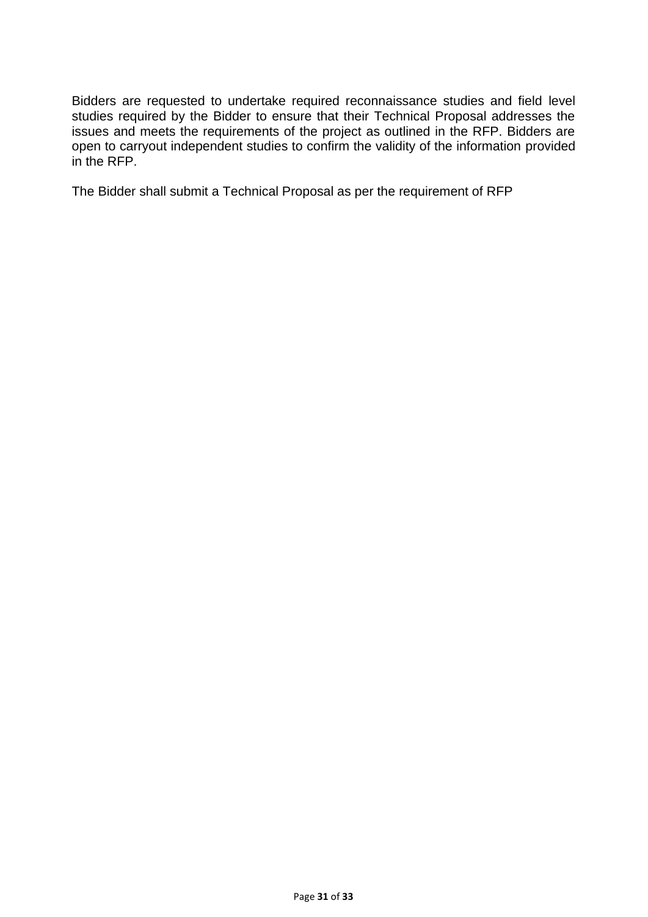Bidders are requested to undertake required reconnaissance studies and field level studies required by the Bidder to ensure that their Technical Proposal addresses the issues and meets the requirements of the project as outlined in the RFP. Bidders are open to carryout independent studies to confirm the validity of the information provided in the RFP.

The Bidder shall submit a Technical Proposal as per the requirement of RFP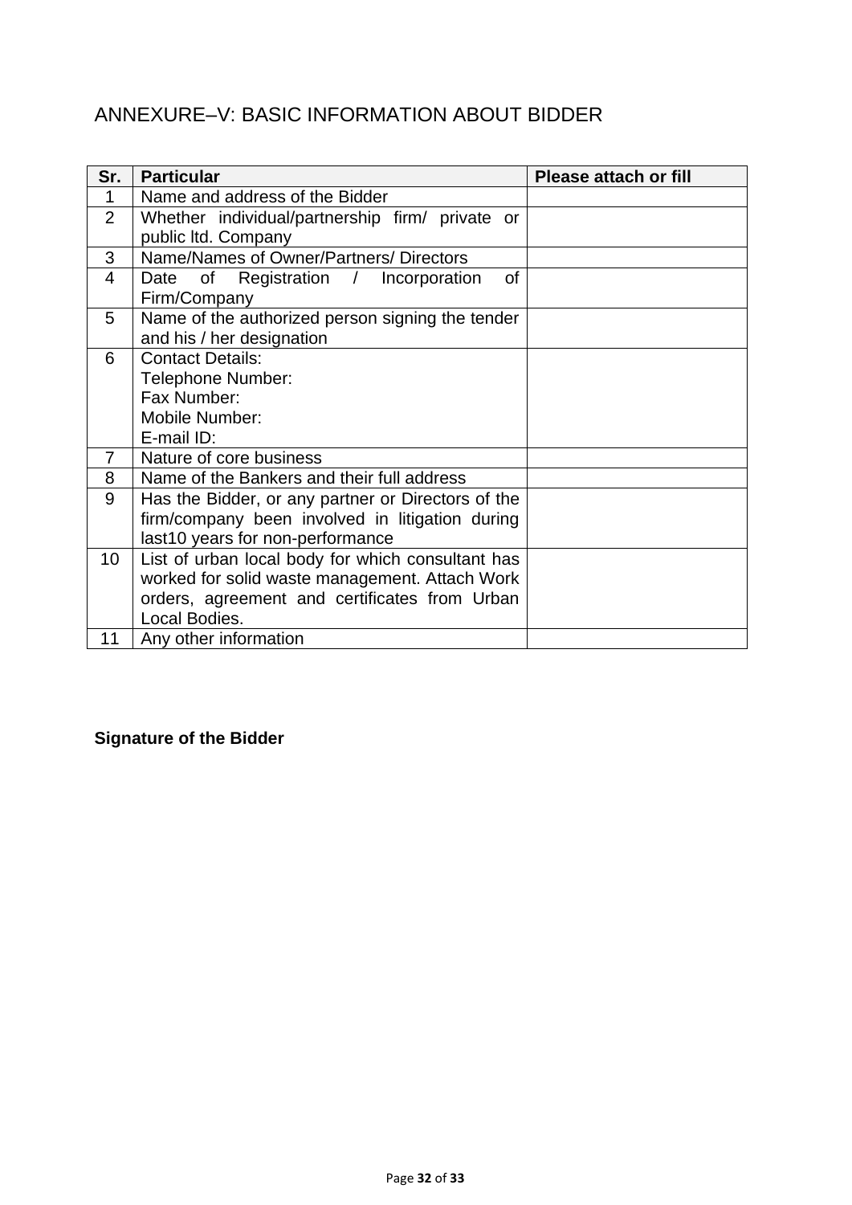# ANNEXURE–V: BASIC INFORMATION ABOUT BIDDER

| Sr. | Particular | Please attach or fill |
|---|---|---|
| 1 | Name and address of the Bidder | |
| 2 | Whether individual/partnership firm/ private or public ltd. Company | |
| 3 | Name/Names of Owner/Partners/ Directors | |
| 4 | Date of Registration / Incorporation of Firm/Company | |
| 5 | Name of the authorized person signing the tender and his / her designation | |
| 6 | Contact Details:<br>Telephone Number:<br>Fax Number:<br>Mobile Number:<br>E-mail ID: | |
| 7 | Nature of core business | |
| 8 | Name of the Bankers and their full address | |
| 9 | Has the Bidder, or any partner or Directors of the firm/company been involved in litigation during last10 years for non-performance | |
| 10 | List of urban local body for which consultant has worked for solid waste management. Attach Work orders, agreement and certificates from Urban Local Bodies. | |
| 11 | Any other information | |

**Signature of the Bidder**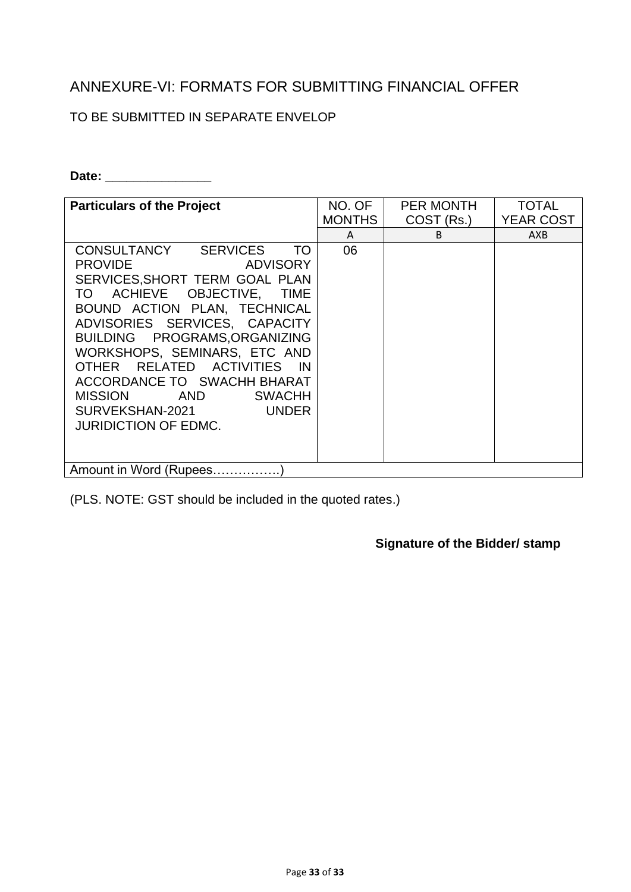# ANNEXURE-VI: FORMATS FOR SUBMITTING FINANCIAL OFFER

TO BE SUBMITTED IN SEPARATE ENVELOP

**Date: _______________**

| **Particulars of the Project** | NO. OF MONTHS | PER MONTH COST (Rs.) | TOTAL YEAR COST |
|---|---|---|---|
| | A | B | AXB |
| CONSULTANCY SERVICES TO PROVIDE ADVISORY SERVICES,SHORT TERM GOAL PLAN TO ACHIEVE OBJECTIVE, TIME BOUND ACTION PLAN, TECHNICAL ADVISORIES SERVICES, CAPACITY BUILDING PROGRAMS,ORGANIZING WORKSHOPS, SEMINARS, ETC AND OTHER RELATED ACTIVITIES IN ACCORDANCE TO SWACHH BHARAT MISSION AND SWACHH SURVEKSHAN-2021 UNDER JURIDICTION OF EDMC. | 06 | | |
| Amount in Word (Rupees…………….) | | | |

(PLS. NOTE: GST should be included in the quoted rates.)

**Signature of the Bidder/ stamp**